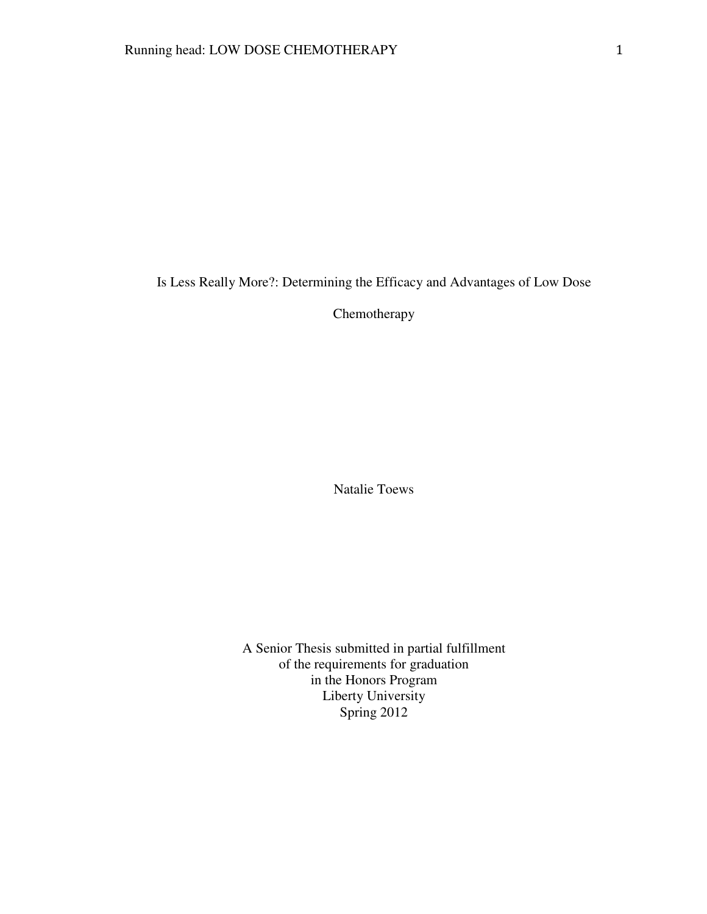# Is Less Really More?: Determining the Efficacy and Advantages of Low Dose Chemotherapy

Natalie Toews

A Senior Thesis submitted in partial fulfillment
of the requirements for graduation
in the Honors Program
Liberty University
Spring 2012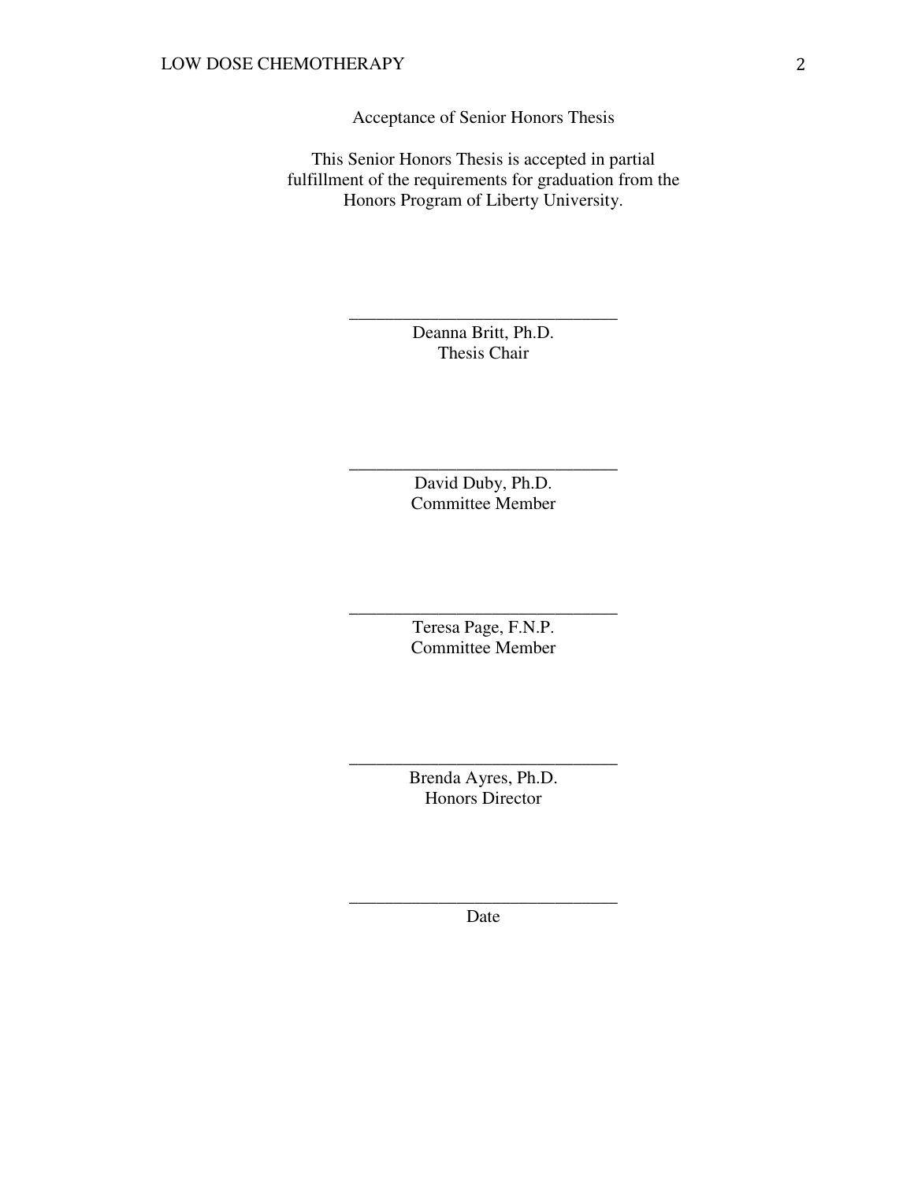Acceptance of Senior Honors Thesis

This Senior Honors Thesis is accepted in partial fulfillment of the requirements for graduation from the Honors Program of Liberty University.

______________________________
Deanna Britt, Ph.D.
Thesis Chair

______________________________
David Duby, Ph.D.
Committee Member

______________________________
Teresa Page, F.N.P.
Committee Member

______________________________
Brenda Ayres, Ph.D.
Honors Director

______________________________
Date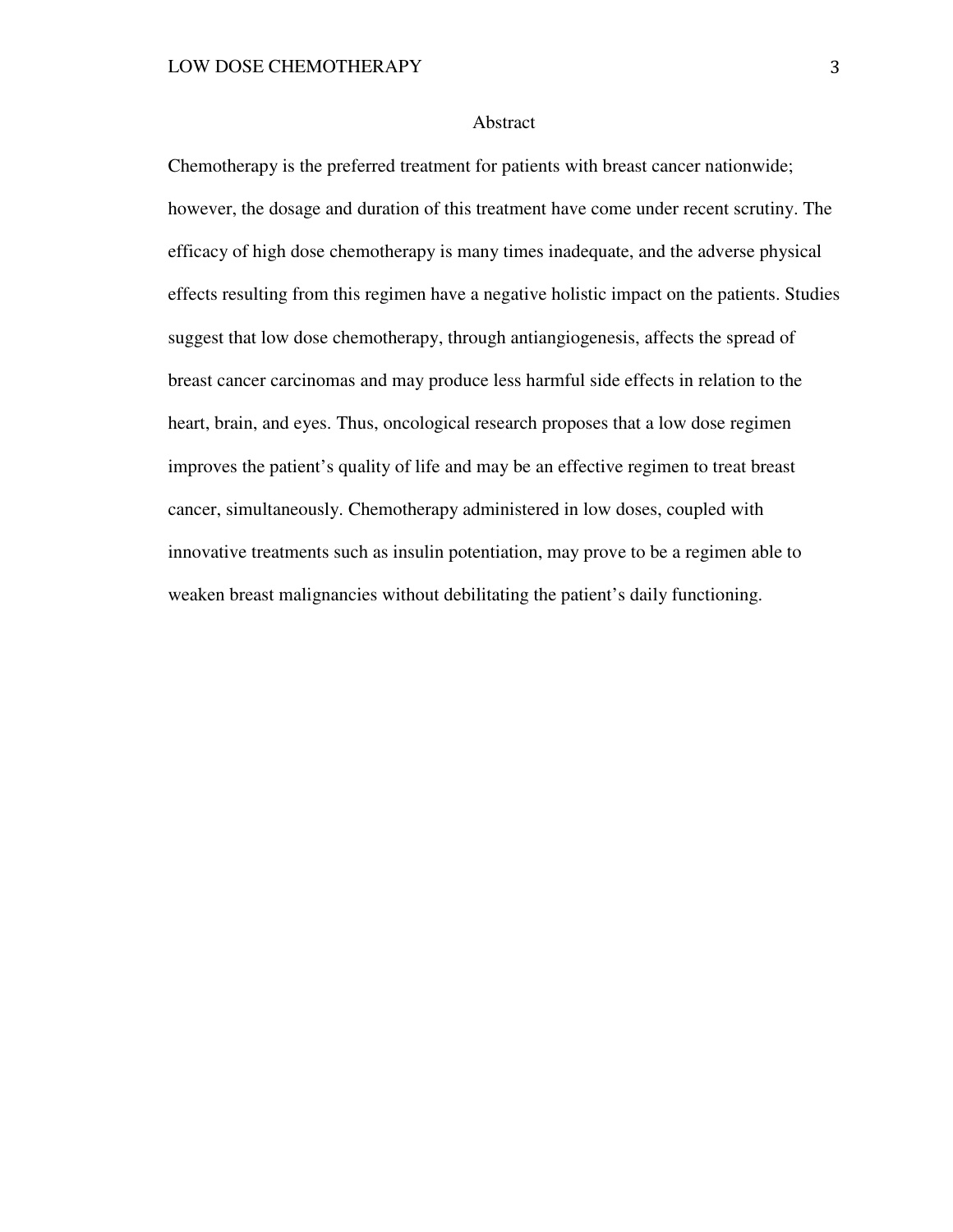# Abstract

Chemotherapy is the preferred treatment for patients with breast cancer nationwide; however, the dosage and duration of this treatment have come under recent scrutiny. The efficacy of high dose chemotherapy is many times inadequate, and the adverse physical effects resulting from this regimen have a negative holistic impact on the patients. Studies suggest that low dose chemotherapy, through antiangiogenesis, affects the spread of breast cancer carcinomas and may produce less harmful side effects in relation to the heart, brain, and eyes. Thus, oncological research proposes that a low dose regimen improves the patient's quality of life and may be an effective regimen to treat breast cancer, simultaneously. Chemotherapy administered in low doses, coupled with innovative treatments such as insulin potentiation, may prove to be a regimen able to weaken breast malignancies without debilitating the patient's daily functioning.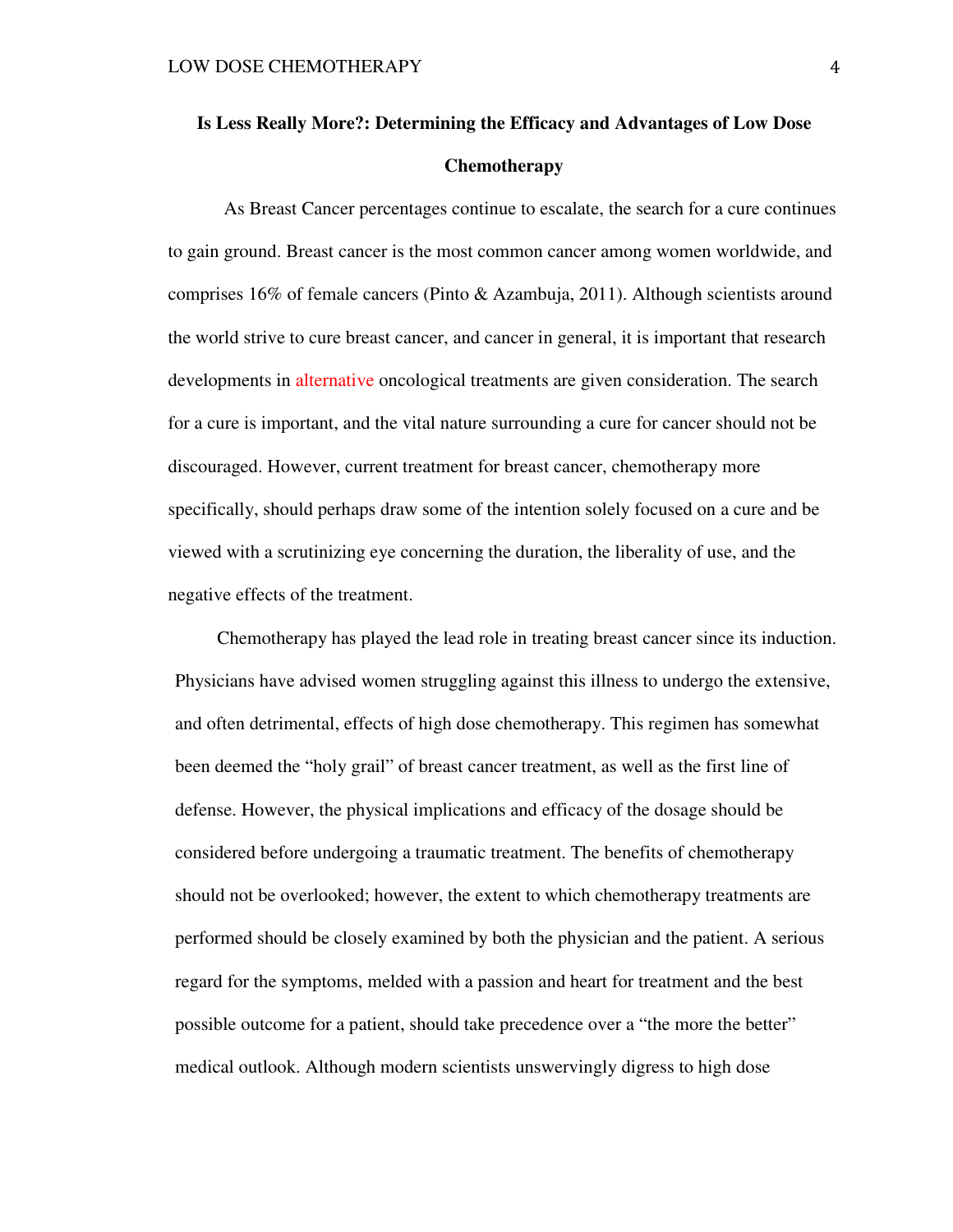# Is Less Really More?: Determining the Efficacy and Advantages of Low Dose Chemotherapy

As Breast Cancer percentages continue to escalate, the search for a cure continues to gain ground. Breast cancer is the most common cancer among women worldwide, and comprises 16% of female cancers (Pinto & Azambuja, 2011). Although scientists around the world strive to cure breast cancer, and cancer in general, it is important that research developments in alternative oncological treatments are given consideration. The search for a cure is important, and the vital nature surrounding a cure for cancer should not be discouraged. However, current treatment for breast cancer, chemotherapy more specifically, should perhaps draw some of the intention solely focused on a cure and be viewed with a scrutinizing eye concerning the duration, the liberality of use, and the negative effects of the treatment.

Chemotherapy has played the lead role in treating breast cancer since its induction. Physicians have advised women struggling against this illness to undergo the extensive, and often detrimental, effects of high dose chemotherapy. This regimen has somewhat been deemed the "holy grail" of breast cancer treatment, as well as the first line of defense. However, the physical implications and efficacy of the dosage should be considered before undergoing a traumatic treatment. The benefits of chemotherapy should not be overlooked; however, the extent to which chemotherapy treatments are performed should be closely examined by both the physician and the patient. A serious regard for the symptoms, melded with a passion and heart for treatment and the best possible outcome for a patient, should take precedence over a "the more the better" medical outlook. Although modern scientists unswervingly digress to high dose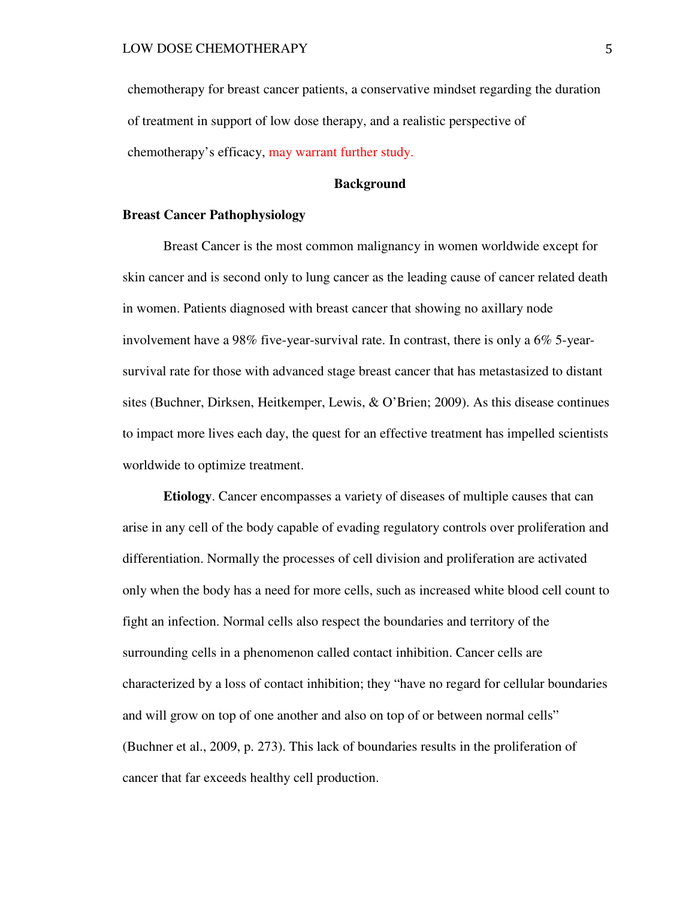chemotherapy for breast cancer patients, a conservative mindset regarding the duration of treatment in support of low dose therapy, and a realistic perspective of chemotherapy's efficacy, may warrant further study.

## Background

### Breast Cancer Pathophysiology

Breast Cancer is the most common malignancy in women worldwide except for skin cancer and is second only to lung cancer as the leading cause of cancer related death in women. Patients diagnosed with breast cancer that showing no axillary node involvement have a 98% five-year-survival rate. In contrast, there is only a 6% 5-year-survival rate for those with advanced stage breast cancer that has metastasized to distant sites (Buchner, Dirksen, Heitkemper, Lewis, & O'Brien; 2009). As this disease continues to impact more lives each day, the quest for an effective treatment has impelled scientists worldwide to optimize treatment.

**Etiology**. Cancer encompasses a variety of diseases of multiple causes that can arise in any cell of the body capable of evading regulatory controls over proliferation and differentiation. Normally the processes of cell division and proliferation are activated only when the body has a need for more cells, such as increased white blood cell count to fight an infection. Normal cells also respect the boundaries and territory of the surrounding cells in a phenomenon called contact inhibition. Cancer cells are characterized by a loss of contact inhibition; they "have no regard for cellular boundaries and will grow on top of one another and also on top of or between normal cells" (Buchner et al., 2009, p. 273). This lack of boundaries results in the proliferation of cancer that far exceeds healthy cell production.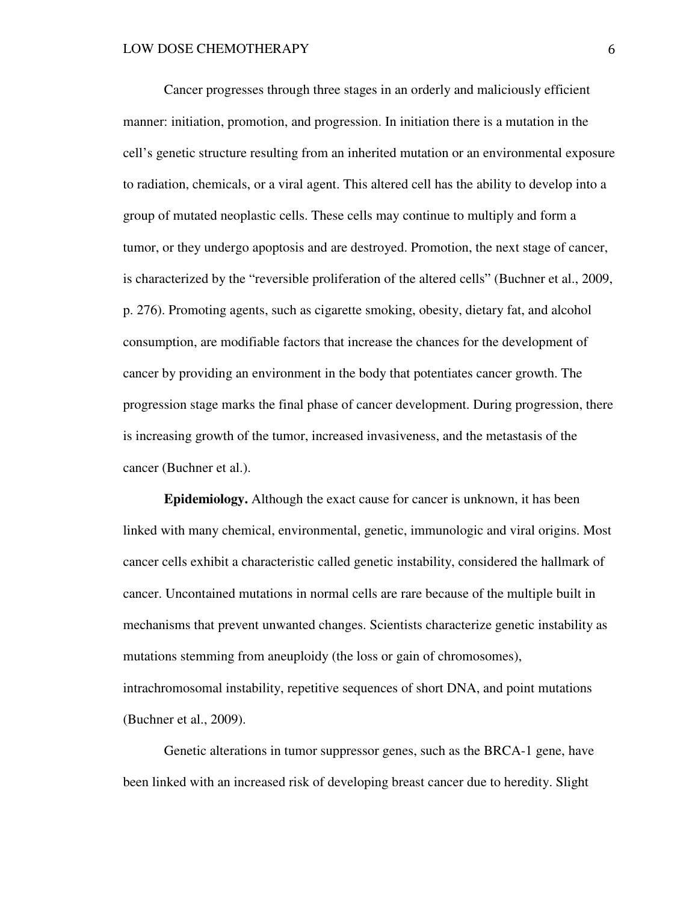Cancer progresses through three stages in an orderly and maliciously efficient manner: initiation, promotion, and progression. In initiation there is a mutation in the cell's genetic structure resulting from an inherited mutation or an environmental exposure to radiation, chemicals, or a viral agent. This altered cell has the ability to develop into a group of mutated neoplastic cells. These cells may continue to multiply and form a tumor, or they undergo apoptosis and are destroyed. Promotion, the next stage of cancer, is characterized by the "reversible proliferation of the altered cells" (Buchner et al., 2009, p. 276). Promoting agents, such as cigarette smoking, obesity, dietary fat, and alcohol consumption, are modifiable factors that increase the chances for the development of cancer by providing an environment in the body that potentiates cancer growth. The progression stage marks the final phase of cancer development. During progression, there is increasing growth of the tumor, increased invasiveness, and the metastasis of the cancer (Buchner et al.).

**Epidemiology.** Although the exact cause for cancer is unknown, it has been linked with many chemical, environmental, genetic, immunologic and viral origins. Most cancer cells exhibit a characteristic called genetic instability, considered the hallmark of cancer. Uncontained mutations in normal cells are rare because of the multiple built in mechanisms that prevent unwanted changes. Scientists characterize genetic instability as mutations stemming from aneuploidy (the loss or gain of chromosomes), intrachromosomal instability, repetitive sequences of short DNA, and point mutations (Buchner et al., 2009).

Genetic alterations in tumor suppressor genes, such as the BRCA-1 gene, have been linked with an increased risk of developing breast cancer due to heredity. Slight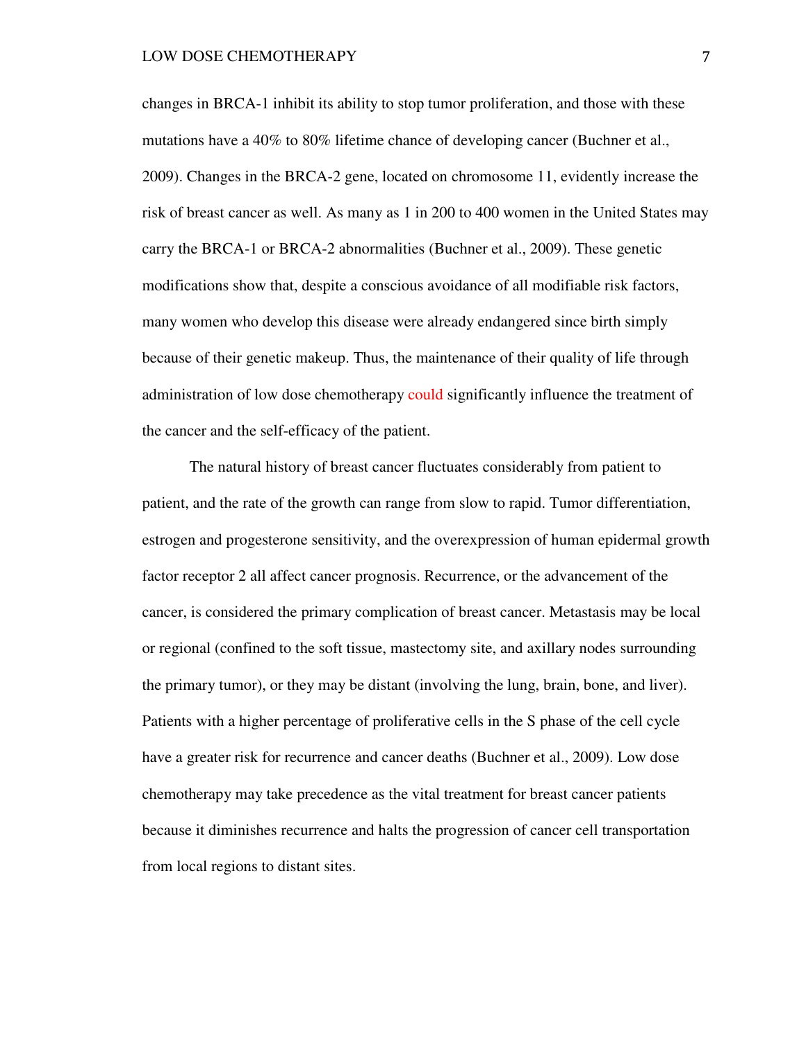changes in BRCA-1 inhibit its ability to stop tumor proliferation, and those with these mutations have a 40% to 80% lifetime chance of developing cancer (Buchner et al., 2009). Changes in the BRCA-2 gene, located on chromosome 11, evidently increase the risk of breast cancer as well. As many as 1 in 200 to 400 women in the United States may carry the BRCA-1 or BRCA-2 abnormalities (Buchner et al., 2009). These genetic modifications show that, despite a conscious avoidance of all modifiable risk factors, many women who develop this disease were already endangered since birth simply because of their genetic makeup. Thus, the maintenance of their quality of life through administration of low dose chemotherapy could significantly influence the treatment of the cancer and the self-efficacy of the patient.

The natural history of breast cancer fluctuates considerably from patient to patient, and the rate of the growth can range from slow to rapid. Tumor differentiation, estrogen and progesterone sensitivity, and the overexpression of human epidermal growth factor receptor 2 all affect cancer prognosis. Recurrence, or the advancement of the cancer, is considered the primary complication of breast cancer. Metastasis may be local or regional (confined to the soft tissue, mastectomy site, and axillary nodes surrounding the primary tumor), or they may be distant (involving the lung, brain, bone, and liver). Patients with a higher percentage of proliferative cells in the S phase of the cell cycle have a greater risk for recurrence and cancer deaths (Buchner et al., 2009). Low dose chemotherapy may take precedence as the vital treatment for breast cancer patients because it diminishes recurrence and halts the progression of cancer cell transportation from local regions to distant sites.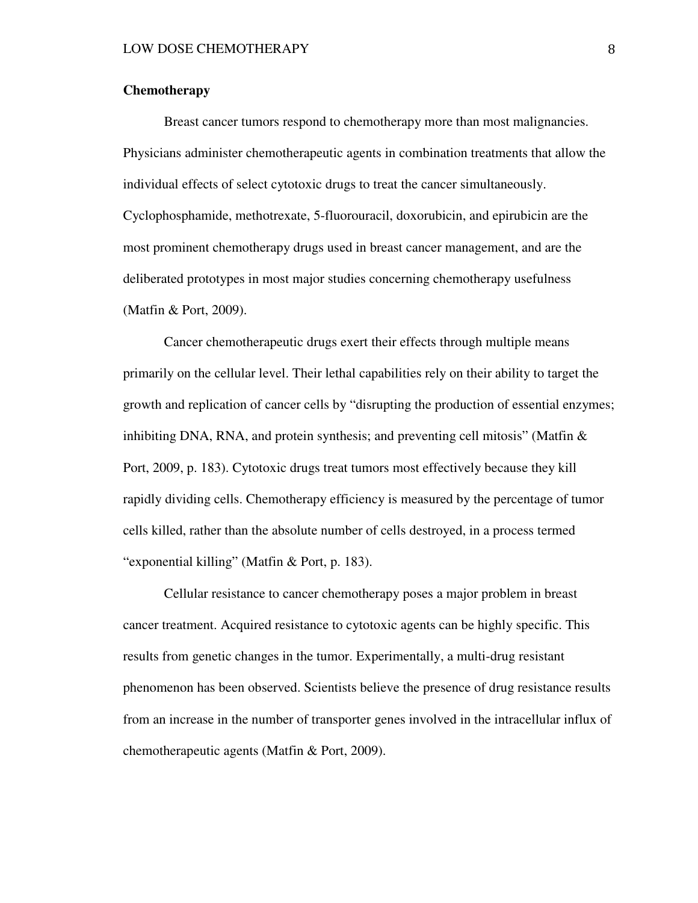## Chemotherapy

Breast cancer tumors respond to chemotherapy more than most malignancies. Physicians administer chemotherapeutic agents in combination treatments that allow the individual effects of select cytotoxic drugs to treat the cancer simultaneously. Cyclophosphamide, methotrexate, 5-fluorouracil, doxorubicin, and epirubicin are the most prominent chemotherapy drugs used in breast cancer management, and are the deliberated prototypes in most major studies concerning chemotherapy usefulness (Matfin & Port, 2009).

Cancer chemotherapeutic drugs exert their effects through multiple means primarily on the cellular level. Their lethal capabilities rely on their ability to target the growth and replication of cancer cells by "disrupting the production of essential enzymes; inhibiting DNA, RNA, and protein synthesis; and preventing cell mitosis" (Matfin & Port, 2009, p. 183). Cytotoxic drugs treat tumors most effectively because they kill rapidly dividing cells. Chemotherapy efficiency is measured by the percentage of tumor cells killed, rather than the absolute number of cells destroyed, in a process termed "exponential killing" (Matfin & Port, p. 183).

Cellular resistance to cancer chemotherapy poses a major problem in breast cancer treatment. Acquired resistance to cytotoxic agents can be highly specific. This results from genetic changes in the tumor. Experimentally, a multi-drug resistant phenomenon has been observed. Scientists believe the presence of drug resistance results from an increase in the number of transporter genes involved in the intracellular influx of chemotherapeutic agents (Matfin & Port, 2009).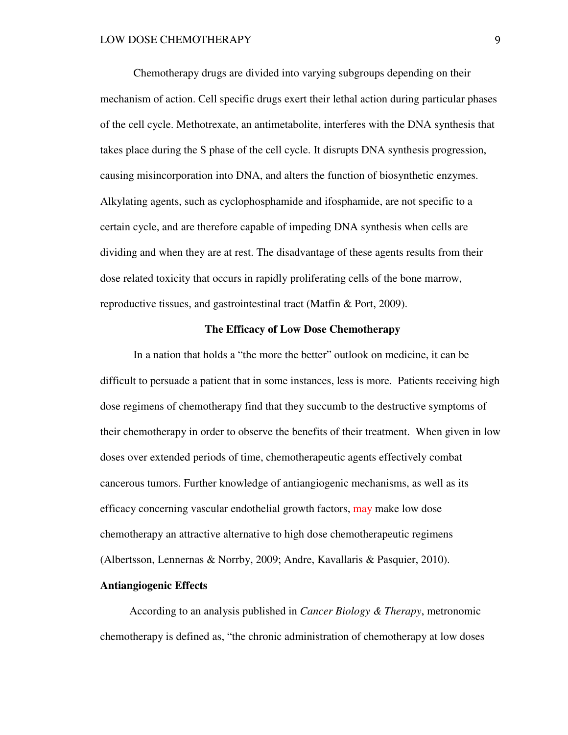Chemotherapy drugs are divided into varying subgroups depending on their mechanism of action. Cell specific drugs exert their lethal action during particular phases of the cell cycle. Methotrexate, an antimetabolite, interferes with the DNA synthesis that takes place during the S phase of the cell cycle. It disrupts DNA synthesis progression, causing misincorporation into DNA, and alters the function of biosynthetic enzymes. Alkylating agents, such as cyclophosphamide and ifosphamide, are not specific to a certain cycle, and are therefore capable of impeding DNA synthesis when cells are dividing and when they are at rest. The disadvantage of these agents results from their dose related toxicity that occurs in rapidly proliferating cells of the bone marrow, reproductive tissues, and gastrointestinal tract (Matfin & Port, 2009).

## The Efficacy of Low Dose Chemotherapy

In a nation that holds a "the more the better" outlook on medicine, it can be difficult to persuade a patient that in some instances, less is more. Patients receiving high dose regimens of chemotherapy find that they succumb to the destructive symptoms of their chemotherapy in order to observe the benefits of their treatment. When given in low doses over extended periods of time, chemotherapeutic agents effectively combat cancerous tumors. Further knowledge of antiangiogenic mechanisms, as well as its efficacy concerning vascular endothelial growth factors, may make low dose chemotherapy an attractive alternative to high dose chemotherapeutic regimens (Albertsson, Lennernas & Norrby, 2009; Andre, Kavallaris & Pasquier, 2010).

### Antiangiogenic Effects

According to an analysis published in *Cancer Biology & Therapy*, metronomic chemotherapy is defined as, "the chronic administration of chemotherapy at low doses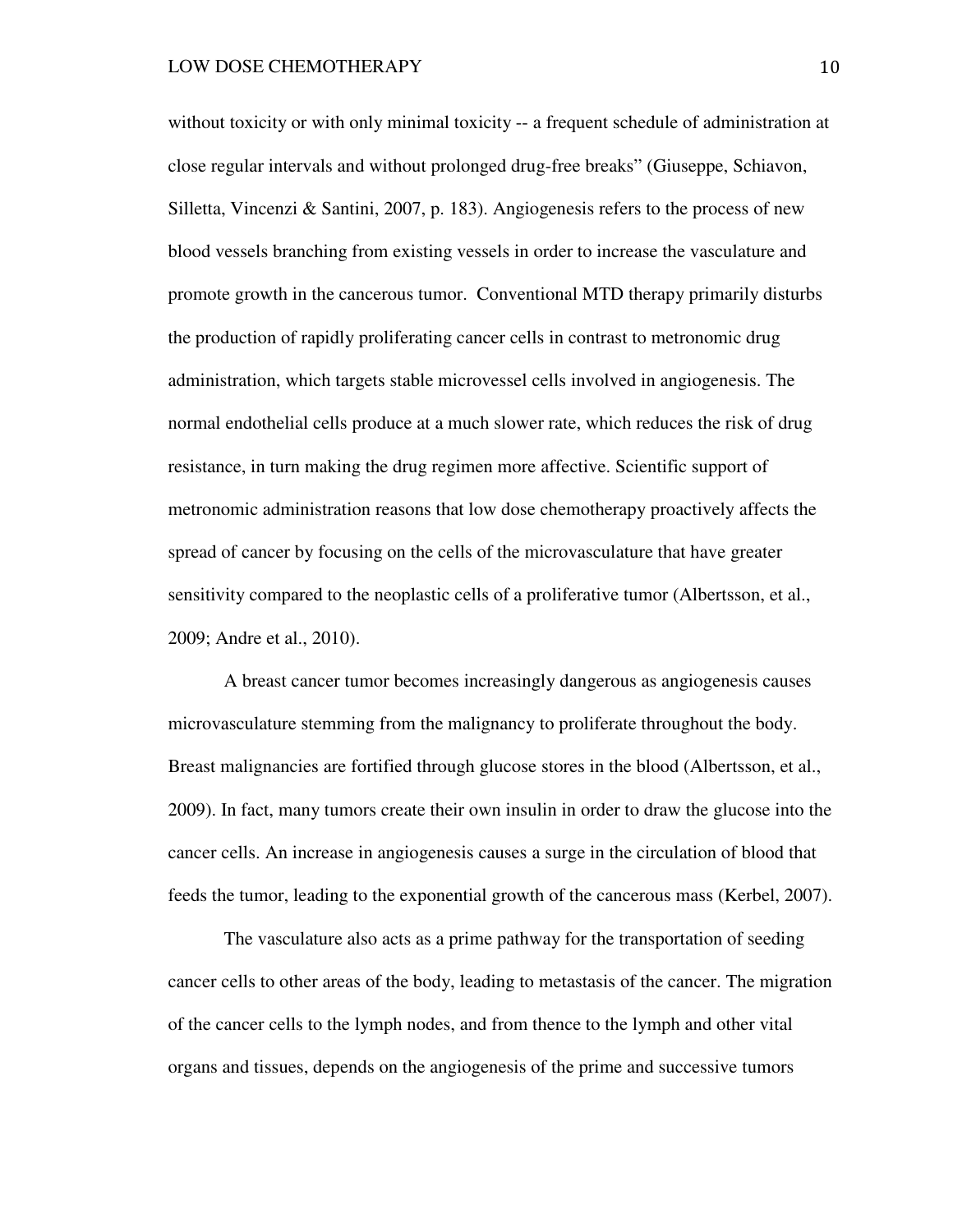without toxicity or with only minimal toxicity -- a frequent schedule of administration at close regular intervals and without prolonged drug-free breaks" (Giuseppe, Schiavon, Silletta, Vincenzi & Santini, 2007, p. 183). Angiogenesis refers to the process of new blood vessels branching from existing vessels in order to increase the vasculature and promote growth in the cancerous tumor. Conventional MTD therapy primarily disturbs the production of rapidly proliferating cancer cells in contrast to metronomic drug administration, which targets stable microvessel cells involved in angiogenesis. The normal endothelial cells produce at a much slower rate, which reduces the risk of drug resistance, in turn making the drug regimen more affective. Scientific support of metronomic administration reasons that low dose chemotherapy proactively affects the spread of cancer by focusing on the cells of the microvasculature that have greater sensitivity compared to the neoplastic cells of a proliferative tumor (Albertsson, et al., 2009; Andre et al., 2010).

A breast cancer tumor becomes increasingly dangerous as angiogenesis causes microvasculature stemming from the malignancy to proliferate throughout the body. Breast malignancies are fortified through glucose stores in the blood (Albertsson, et al., 2009). In fact, many tumors create their own insulin in order to draw the glucose into the cancer cells. An increase in angiogenesis causes a surge in the circulation of blood that feeds the tumor, leading to the exponential growth of the cancerous mass (Kerbel, 2007).

The vasculature also acts as a prime pathway for the transportation of seeding cancer cells to other areas of the body, leading to metastasis of the cancer. The migration of the cancer cells to the lymph nodes, and from thence to the lymph and other vital organs and tissues, depends on the angiogenesis of the prime and successive tumors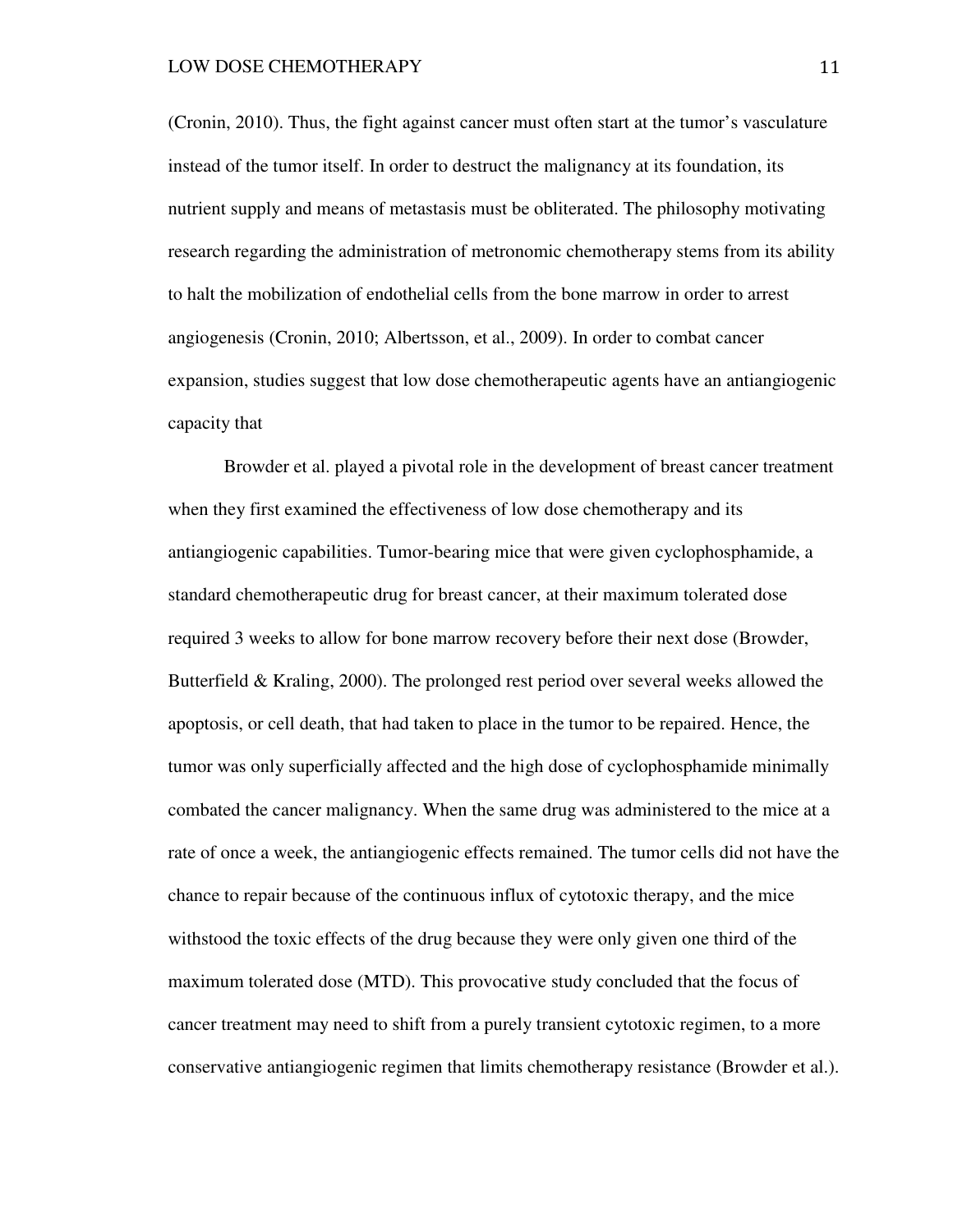(Cronin, 2010). Thus, the fight against cancer must often start at the tumor's vasculature instead of the tumor itself. In order to destruct the malignancy at its foundation, its nutrient supply and means of metastasis must be obliterated. The philosophy motivating research regarding the administration of metronomic chemotherapy stems from its ability to halt the mobilization of endothelial cells from the bone marrow in order to arrest angiogenesis (Cronin, 2010; Albertsson, et al., 2009). In order to combat cancer expansion, studies suggest that low dose chemotherapeutic agents have an antiangiogenic capacity that

Browder et al. played a pivotal role in the development of breast cancer treatment when they first examined the effectiveness of low dose chemotherapy and its antiangiogenic capabilities. Tumor-bearing mice that were given cyclophosphamide, a standard chemotherapeutic drug for breast cancer, at their maximum tolerated dose required 3 weeks to allow for bone marrow recovery before their next dose (Browder, Butterfield & Kraling, 2000). The prolonged rest period over several weeks allowed the apoptosis, or cell death, that had taken to place in the tumor to be repaired. Hence, the tumor was only superficially affected and the high dose of cyclophosphamide minimally combated the cancer malignancy. When the same drug was administered to the mice at a rate of once a week, the antiangiogenic effects remained. The tumor cells did not have the chance to repair because of the continuous influx of cytotoxic therapy, and the mice withstood the toxic effects of the drug because they were only given one third of the maximum tolerated dose (MTD). This provocative study concluded that the focus of cancer treatment may need to shift from a purely transient cytotoxic regimen, to a more conservative antiangiogenic regimen that limits chemotherapy resistance (Browder et al.).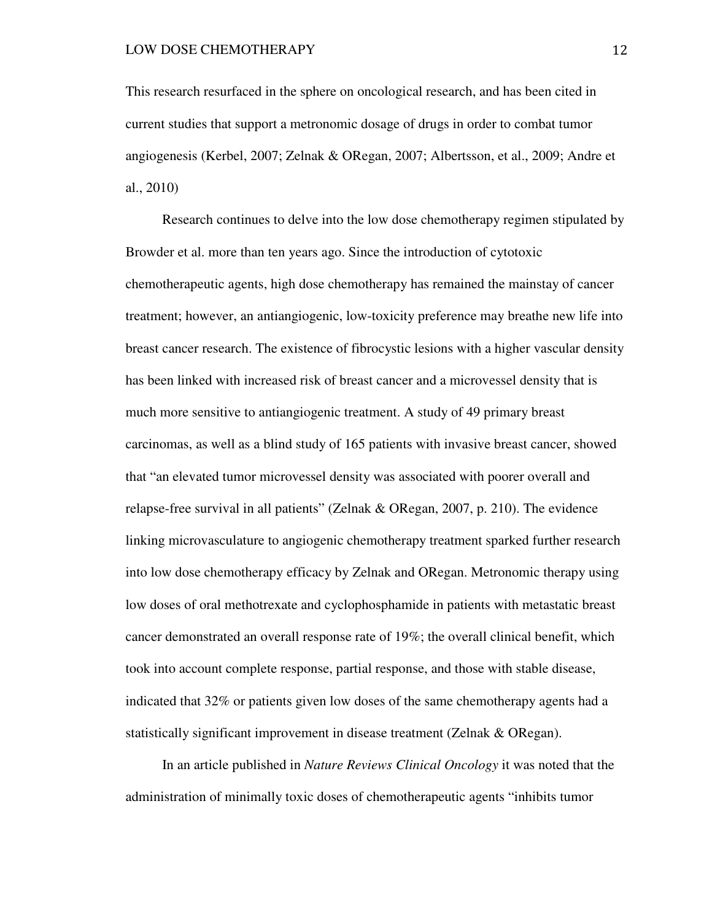This research resurfaced in the sphere on oncological research, and has been cited in current studies that support a metronomic dosage of drugs in order to combat tumor angiogenesis (Kerbel, 2007; Zelnak & ORegan, 2007; Albertsson, et al., 2009; Andre et al., 2010)

Research continues to delve into the low dose chemotherapy regimen stipulated by Browder et al. more than ten years ago. Since the introduction of cytotoxic chemotherapeutic agents, high dose chemotherapy has remained the mainstay of cancer treatment; however, an antiangiogenic, low-toxicity preference may breathe new life into breast cancer research. The existence of fibrocystic lesions with a higher vascular density has been linked with increased risk of breast cancer and a microvessel density that is much more sensitive to antiangiogenic treatment. A study of 49 primary breast carcinomas, as well as a blind study of 165 patients with invasive breast cancer, showed that "an elevated tumor microvessel density was associated with poorer overall and relapse-free survival in all patients" (Zelnak & ORegan, 2007, p. 210). The evidence linking microvasculature to angiogenic chemotherapy treatment sparked further research into low dose chemotherapy efficacy by Zelnak and ORegan. Metronomic therapy using low doses of oral methotrexate and cyclophosphamide in patients with metastatic breast cancer demonstrated an overall response rate of 19%; the overall clinical benefit, which took into account complete response, partial response, and those with stable disease, indicated that 32% or patients given low doses of the same chemotherapy agents had a statistically significant improvement in disease treatment (Zelnak & ORegan).

In an article published in *Nature Reviews Clinical Oncology* it was noted that the administration of minimally toxic doses of chemotherapeutic agents "inhibits tumor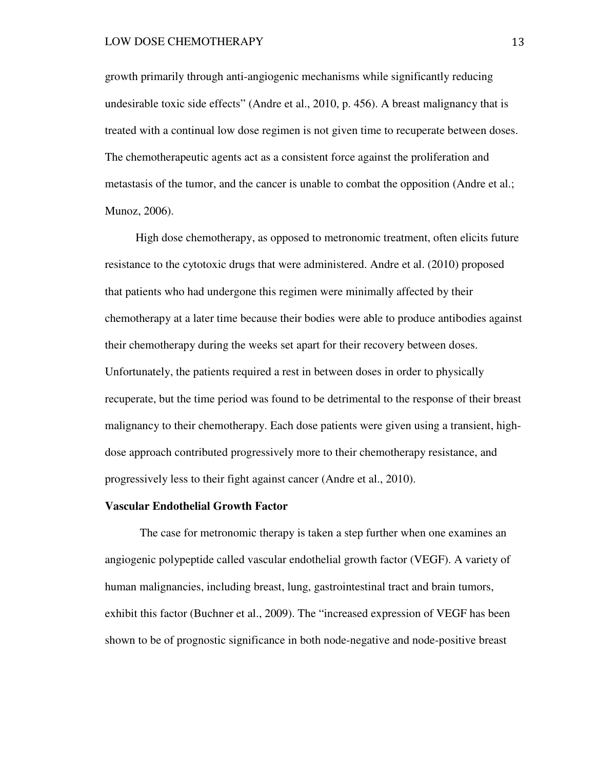growth primarily through anti-angiogenic mechanisms while significantly reducing undesirable toxic side effects" (Andre et al., 2010, p. 456). A breast malignancy that is treated with a continual low dose regimen is not given time to recuperate between doses. The chemotherapeutic agents act as a consistent force against the proliferation and metastasis of the tumor, and the cancer is unable to combat the opposition (Andre et al.; Munoz, 2006).

High dose chemotherapy, as opposed to metronomic treatment, often elicits future resistance to the cytotoxic drugs that were administered. Andre et al. (2010) proposed that patients who had undergone this regimen were minimally affected by their chemotherapy at a later time because their bodies were able to produce antibodies against their chemotherapy during the weeks set apart for their recovery between doses. Unfortunately, the patients required a rest in between doses in order to physically recuperate, but the time period was found to be detrimental to the response of their breast malignancy to their chemotherapy. Each dose patients were given using a transient, high-dose approach contributed progressively more to their chemotherapy resistance, and progressively less to their fight against cancer (Andre et al., 2010).

**Vascular Endothelial Growth Factor**

The case for metronomic therapy is taken a step further when one examines an angiogenic polypeptide called vascular endothelial growth factor (VEGF). A variety of human malignancies, including breast, lung, gastrointestinal tract and brain tumors, exhibit this factor (Buchner et al., 2009). The "increased expression of VEGF has been shown to be of prognostic significance in both node-negative and node-positive breast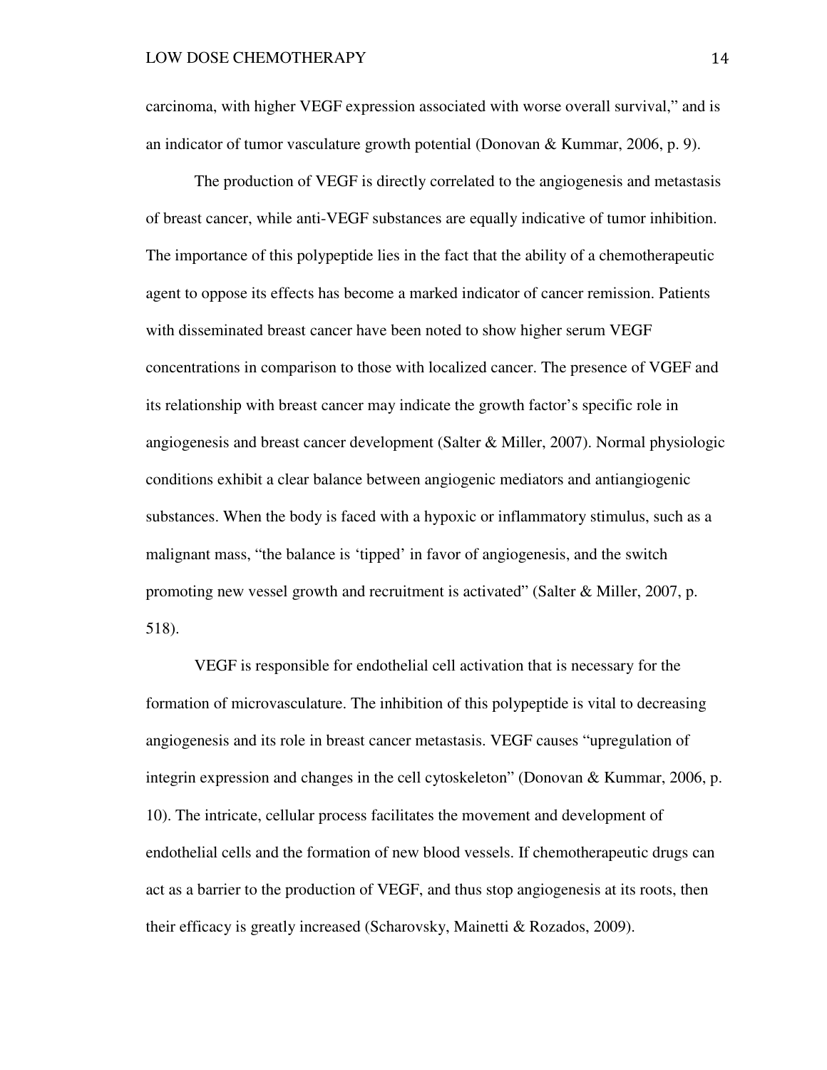carcinoma, with higher VEGF expression associated with worse overall survival," and is an indicator of tumor vasculature growth potential (Donovan & Kummar, 2006, p. 9).

The production of VEGF is directly correlated to the angiogenesis and metastasis of breast cancer, while anti-VEGF substances are equally indicative of tumor inhibition. The importance of this polypeptide lies in the fact that the ability of a chemotherapeutic agent to oppose its effects has become a marked indicator of cancer remission. Patients with disseminated breast cancer have been noted to show higher serum VEGF concentrations in comparison to those with localized cancer. The presence of VGEF and its relationship with breast cancer may indicate the growth factor's specific role in angiogenesis and breast cancer development (Salter & Miller, 2007). Normal physiologic conditions exhibit a clear balance between angiogenic mediators and antiangiogenic substances. When the body is faced with a hypoxic or inflammatory stimulus, such as a malignant mass, "the balance is 'tipped' in favor of angiogenesis, and the switch promoting new vessel growth and recruitment is activated" (Salter & Miller, 2007, p. 518).

VEGF is responsible for endothelial cell activation that is necessary for the formation of microvasculature. The inhibition of this polypeptide is vital to decreasing angiogenesis and its role in breast cancer metastasis. VEGF causes "upregulation of integrin expression and changes in the cell cytoskeleton" (Donovan & Kummar, 2006, p. 10). The intricate, cellular process facilitates the movement and development of endothelial cells and the formation of new blood vessels. If chemotherapeutic drugs can act as a barrier to the production of VEGF, and thus stop angiogenesis at its roots, then their efficacy is greatly increased (Scharovsky, Mainetti & Rozados, 2009).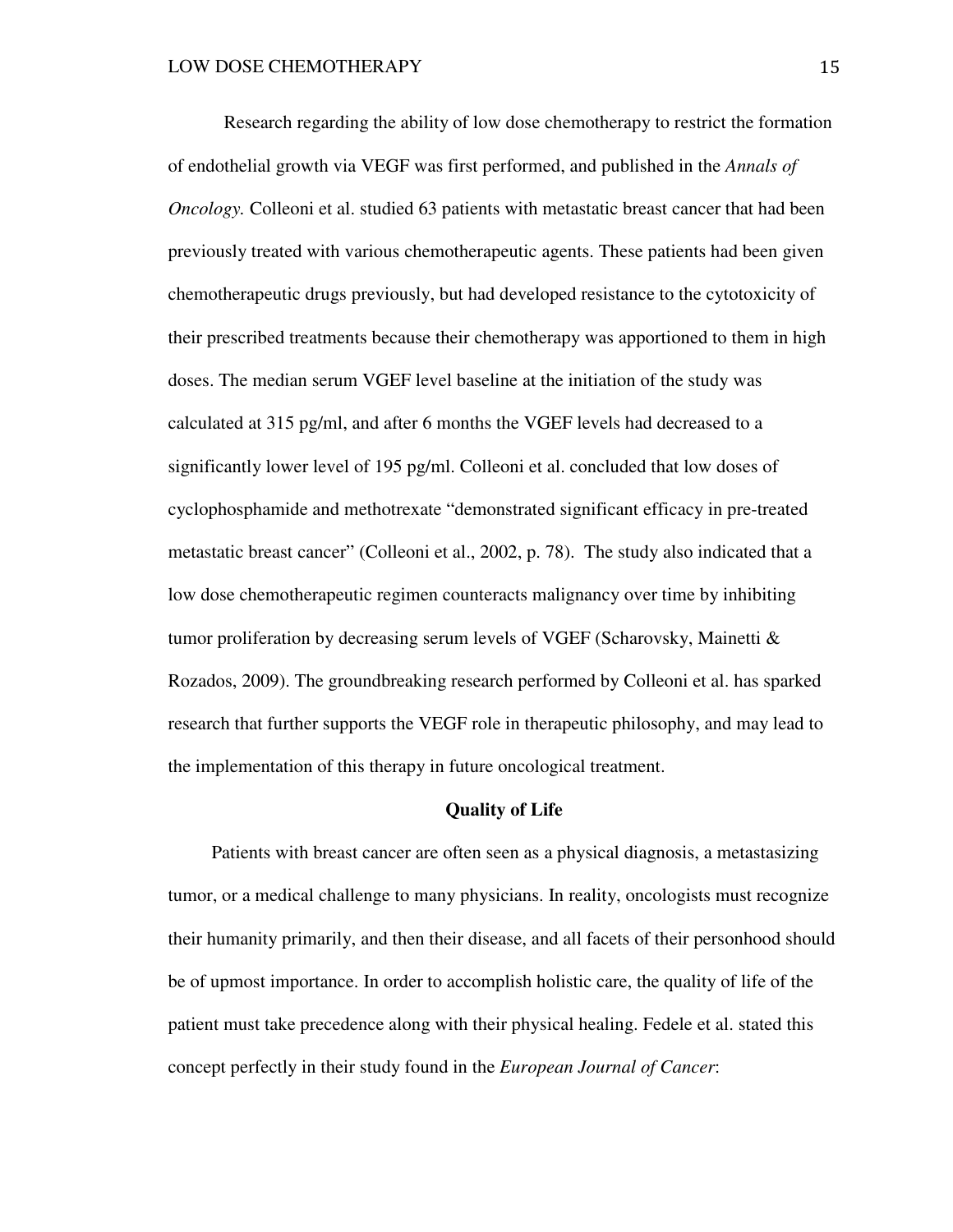Research regarding the ability of low dose chemotherapy to restrict the formation of endothelial growth via VEGF was first performed, and published in the *Annals of Oncology.* Colleoni et al. studied 63 patients with metastatic breast cancer that had been previously treated with various chemotherapeutic agents. These patients had been given chemotherapeutic drugs previously, but had developed resistance to the cytotoxicity of their prescribed treatments because their chemotherapy was apportioned to them in high doses. The median serum VGEF level baseline at the initiation of the study was calculated at 315 pg/ml, and after 6 months the VGEF levels had decreased to a significantly lower level of 195 pg/ml. Colleoni et al. concluded that low doses of cyclophosphamide and methotrexate "demonstrated significant efficacy in pre-treated metastatic breast cancer" (Colleoni et al., 2002, p. 78). The study also indicated that a low dose chemotherapeutic regimen counteracts malignancy over time by inhibiting tumor proliferation by decreasing serum levels of VGEF (Scharovsky, Mainetti & Rozados, 2009). The groundbreaking research performed by Colleoni et al. has sparked research that further supports the VEGF role in therapeutic philosophy, and may lead to the implementation of this therapy in future oncological treatment.

## Quality of Life

Patients with breast cancer are often seen as a physical diagnosis, a metastasizing tumor, or a medical challenge to many physicians. In reality, oncologists must recognize their humanity primarily, and then their disease, and all facets of their personhood should be of upmost importance. In order to accomplish holistic care, the quality of life of the patient must take precedence along with their physical healing. Fedele et al. stated this concept perfectly in their study found in the *European Journal of Cancer*: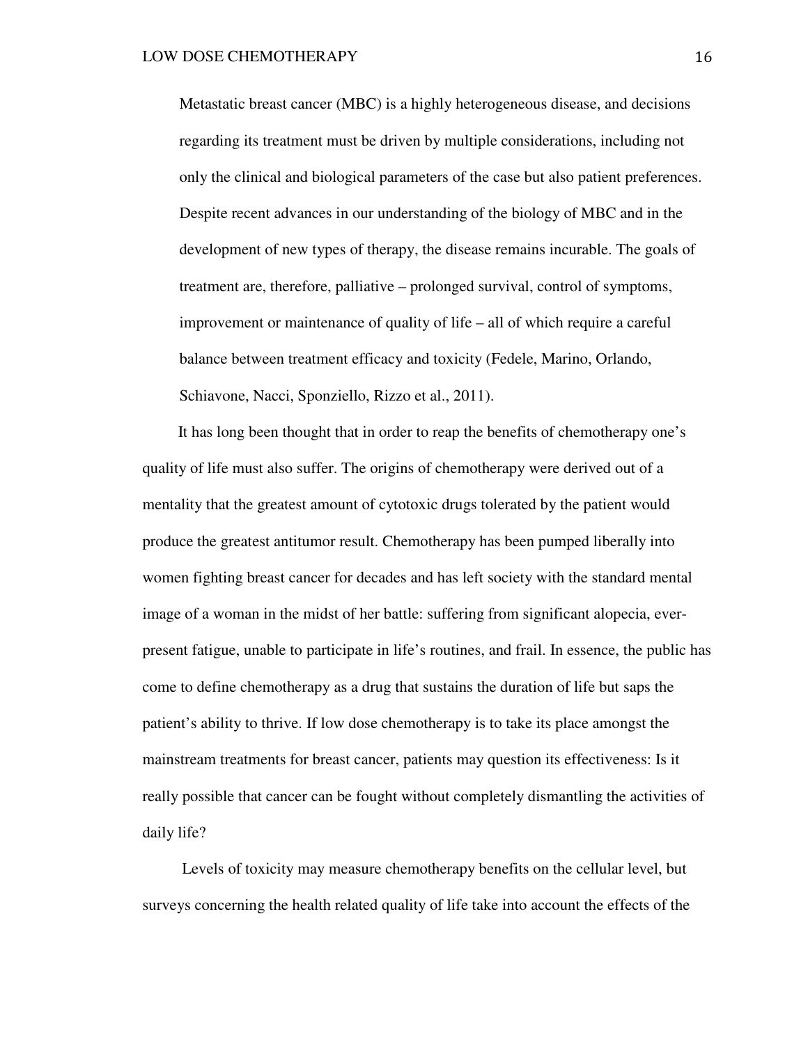> Metastatic breast cancer (MBC) is a highly heterogeneous disease, and decisions regarding its treatment must be driven by multiple considerations, including not only the clinical and biological parameters of the case but also patient preferences. Despite recent advances in our understanding of the biology of MBC and in the development of new types of therapy, the disease remains incurable. The goals of treatment are, therefore, palliative – prolonged survival, control of symptoms, improvement or maintenance of quality of life – all of which require a careful balance between treatment efficacy and toxicity (Fedele, Marino, Orlando, Schiavone, Nacci, Sponziello, Rizzo et al., 2011).

It has long been thought that in order to reap the benefits of chemotherapy one's quality of life must also suffer. The origins of chemotherapy were derived out of a mentality that the greatest amount of cytotoxic drugs tolerated by the patient would produce the greatest antitumor result. Chemotherapy has been pumped liberally into women fighting breast cancer for decades and has left society with the standard mental image of a woman in the midst of her battle: suffering from significant alopecia, ever-present fatigue, unable to participate in life's routines, and frail. In essence, the public has come to define chemotherapy as a drug that sustains the duration of life but saps the patient's ability to thrive. If low dose chemotherapy is to take its place amongst the mainstream treatments for breast cancer, patients may question its effectiveness: Is it really possible that cancer can be fought without completely dismantling the activities of daily life?

Levels of toxicity may measure chemotherapy benefits on the cellular level, but surveys concerning the health related quality of life take into account the effects of the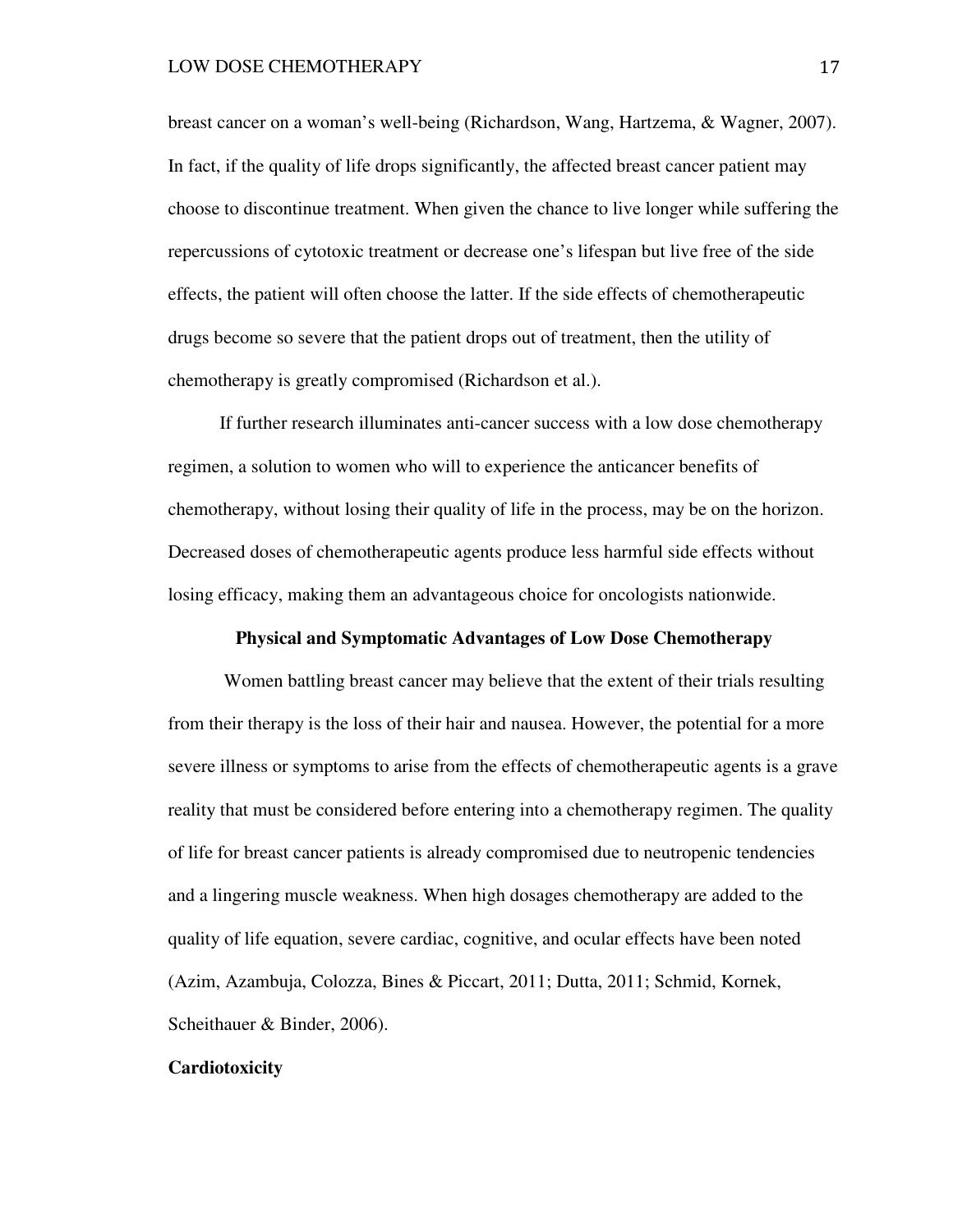breast cancer on a woman's well-being (Richardson, Wang, Hartzema, & Wagner, 2007). In fact, if the quality of life drops significantly, the affected breast cancer patient may choose to discontinue treatment. When given the chance to live longer while suffering the repercussions of cytotoxic treatment or decrease one's lifespan but live free of the side effects, the patient will often choose the latter. If the side effects of chemotherapeutic drugs become so severe that the patient drops out of treatment, then the utility of chemotherapy is greatly compromised (Richardson et al.).

If further research illuminates anti-cancer success with a low dose chemotherapy regimen, a solution to women who will to experience the anticancer benefits of chemotherapy, without losing their quality of life in the process, may be on the horizon. Decreased doses of chemotherapeutic agents produce less harmful side effects without losing efficacy, making them an advantageous choice for oncologists nationwide.

## Physical and Symptomatic Advantages of Low Dose Chemotherapy

Women battling breast cancer may believe that the extent of their trials resulting from their therapy is the loss of their hair and nausea. However, the potential for a more severe illness or symptoms to arise from the effects of chemotherapeutic agents is a grave reality that must be considered before entering into a chemotherapy regimen. The quality of life for breast cancer patients is already compromised due to neutropenic tendencies and a lingering muscle weakness. When high dosages chemotherapy are added to the quality of life equation, severe cardiac, cognitive, and ocular effects have been noted (Azim, Azambuja, Colozza, Bines & Piccart, 2011; Dutta, 2011; Schmid, Kornek, Scheithauer & Binder, 2006).

### Cardiotoxicity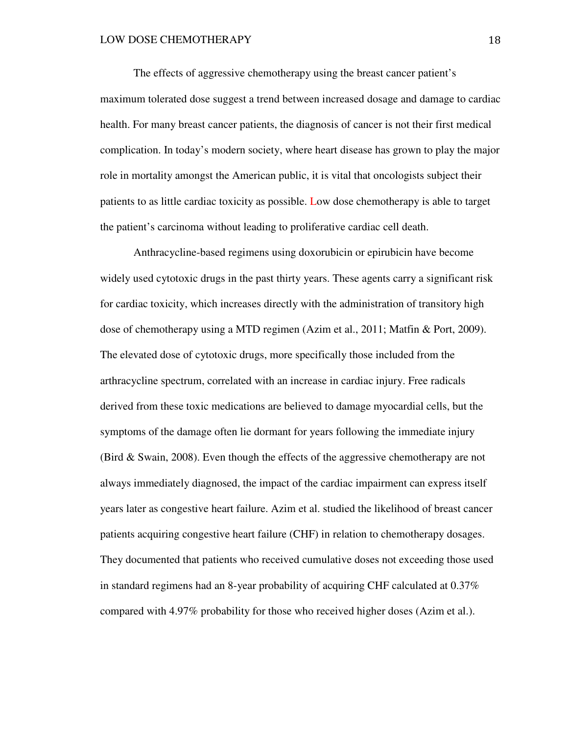The effects of aggressive chemotherapy using the breast cancer patient's maximum tolerated dose suggest a trend between increased dosage and damage to cardiac health. For many breast cancer patients, the diagnosis of cancer is not their first medical complication. In today's modern society, where heart disease has grown to play the major role in mortality amongst the American public, it is vital that oncologists subject their patients to as little cardiac toxicity as possible. Low dose chemotherapy is able to target the patient's carcinoma without leading to proliferative cardiac cell death.

Anthracycline-based regimens using doxorubicin or epirubicin have become widely used cytotoxic drugs in the past thirty years. These agents carry a significant risk for cardiac toxicity, which increases directly with the administration of transitory high dose of chemotherapy using a MTD regimen (Azim et al., 2011; Matfin & Port, 2009). The elevated dose of cytotoxic drugs, more specifically those included from the arthracycline spectrum, correlated with an increase in cardiac injury. Free radicals derived from these toxic medications are believed to damage myocardial cells, but the symptoms of the damage often lie dormant for years following the immediate injury (Bird & Swain, 2008). Even though the effects of the aggressive chemotherapy are not always immediately diagnosed, the impact of the cardiac impairment can express itself years later as congestive heart failure. Azim et al. studied the likelihood of breast cancer patients acquiring congestive heart failure (CHF) in relation to chemotherapy dosages. They documented that patients who received cumulative doses not exceeding those used in standard regimens had an 8-year probability of acquiring CHF calculated at 0.37% compared with 4.97% probability for those who received higher doses (Azim et al.).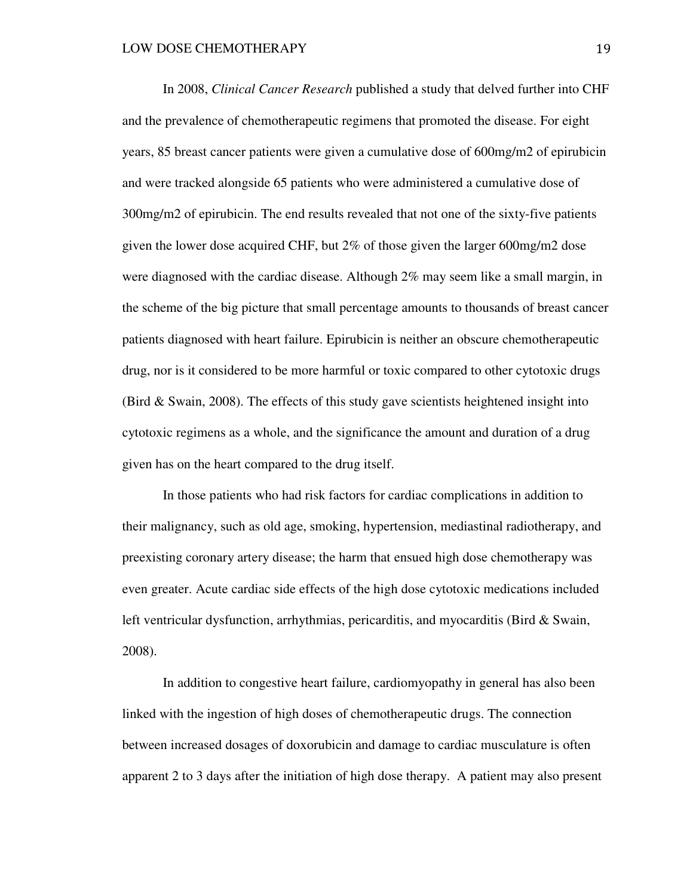In 2008, *Clinical Cancer Research* published a study that delved further into CHF and the prevalence of chemotherapeutic regimens that promoted the disease. For eight years, 85 breast cancer patients were given a cumulative dose of 600mg/m2 of epirubicin and were tracked alongside 65 patients who were administered a cumulative dose of 300mg/m2 of epirubicin. The end results revealed that not one of the sixty-five patients given the lower dose acquired CHF, but 2% of those given the larger 600mg/m2 dose were diagnosed with the cardiac disease. Although 2% may seem like a small margin, in the scheme of the big picture that small percentage amounts to thousands of breast cancer patients diagnosed with heart failure. Epirubicin is neither an obscure chemotherapeutic drug, nor is it considered to be more harmful or toxic compared to other cytotoxic drugs (Bird & Swain, 2008). The effects of this study gave scientists heightened insight into cytotoxic regimens as a whole, and the significance the amount and duration of a drug given has on the heart compared to the drug itself.

In those patients who had risk factors for cardiac complications in addition to their malignancy, such as old age, smoking, hypertension, mediastinal radiotherapy, and preexisting coronary artery disease; the harm that ensued high dose chemotherapy was even greater. Acute cardiac side effects of the high dose cytotoxic medications included left ventricular dysfunction, arrhythmias, pericarditis, and myocarditis (Bird & Swain, 2008).

In addition to congestive heart failure, cardiomyopathy in general has also been linked with the ingestion of high doses of chemotherapeutic drugs. The connection between increased dosages of doxorubicin and damage to cardiac musculature is often apparent 2 to 3 days after the initiation of high dose therapy. A patient may also present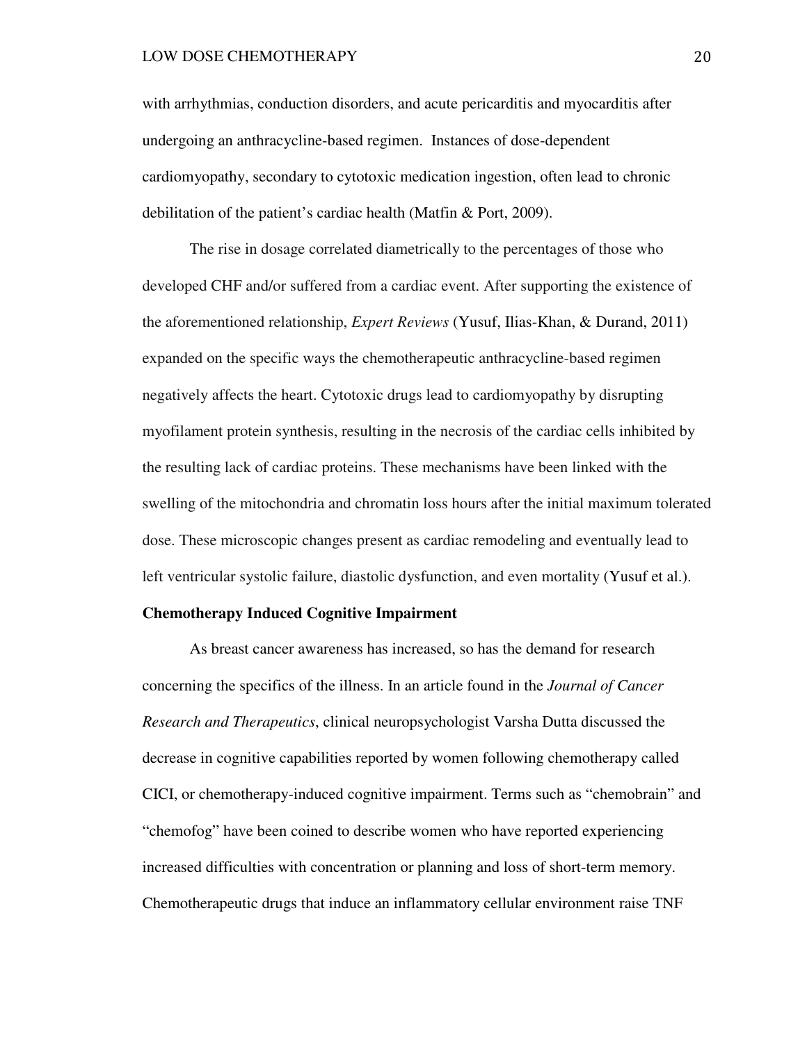with arrhythmias, conduction disorders, and acute pericarditis and myocarditis after undergoing an anthracycline-based regimen. Instances of dose-dependent cardiomyopathy, secondary to cytotoxic medication ingestion, often lead to chronic debilitation of the patient's cardiac health (Matfin & Port, 2009).

The rise in dosage correlated diametrically to the percentages of those who developed CHF and/or suffered from a cardiac event. After supporting the existence of the aforementioned relationship, *Expert Reviews* (Yusuf, Ilias-Khan, & Durand, 2011) expanded on the specific ways the chemotherapeutic anthracycline-based regimen negatively affects the heart. Cytotoxic drugs lead to cardiomyopathy by disrupting myofilament protein synthesis, resulting in the necrosis of the cardiac cells inhibited by the resulting lack of cardiac proteins. These mechanisms have been linked with the swelling of the mitochondria and chromatin loss hours after the initial maximum tolerated dose. These microscopic changes present as cardiac remodeling and eventually lead to left ventricular systolic failure, diastolic dysfunction, and even mortality (Yusuf et al.).

**Chemotherapy Induced Cognitive Impairment**

As breast cancer awareness has increased, so has the demand for research concerning the specifics of the illness. In an article found in the *Journal of Cancer Research and Therapeutics*, clinical neuropsychologist Varsha Dutta discussed the decrease in cognitive capabilities reported by women following chemotherapy called CICI, or chemotherapy-induced cognitive impairment. Terms such as "chemobrain" and "chemofog" have been coined to describe women who have reported experiencing increased difficulties with concentration or planning and loss of short-term memory. Chemotherapeutic drugs that induce an inflammatory cellular environment raise TNF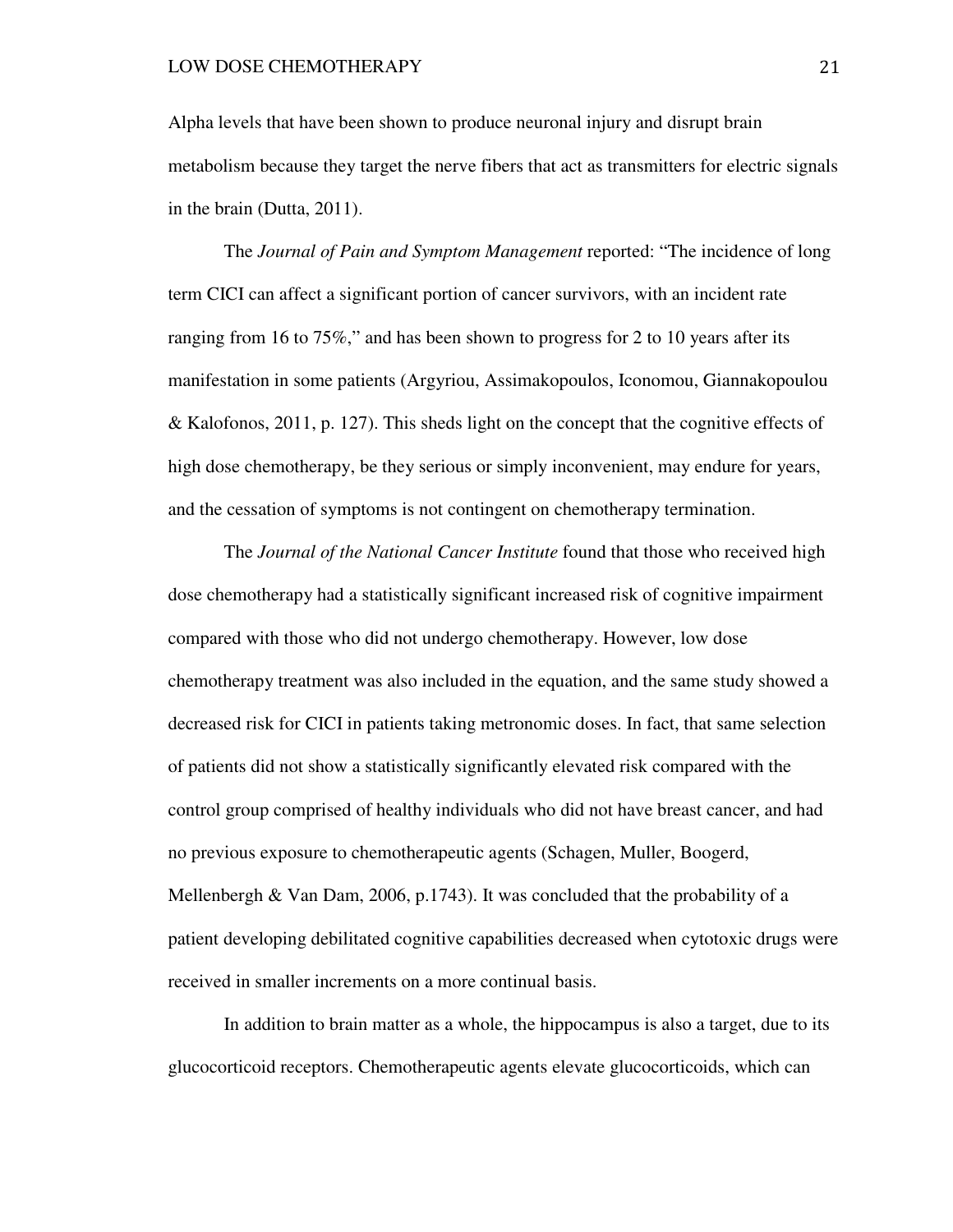Alpha levels that have been shown to produce neuronal injury and disrupt brain metabolism because they target the nerve fibers that act as transmitters for electric signals in the brain (Dutta, 2011).

The *Journal of Pain and Symptom Management* reported: “The incidence of long term CICI can affect a significant portion of cancer survivors, with an incident rate ranging from 16 to 75%,” and has been shown to progress for 2 to 10 years after its manifestation in some patients (Argyriou, Assimakopoulos, Iconomou, Giannakopoulou & Kalofonos, 2011, p. 127). This sheds light on the concept that the cognitive effects of high dose chemotherapy, be they serious or simply inconvenient, may endure for years, and the cessation of symptoms is not contingent on chemotherapy termination.

The *Journal of the National Cancer Institute* found that those who received high dose chemotherapy had a statistically significant increased risk of cognitive impairment compared with those who did not undergo chemotherapy. However, low dose chemotherapy treatment was also included in the equation, and the same study showed a decreased risk for CICI in patients taking metronomic doses. In fact, that same selection of patients did not show a statistically significantly elevated risk compared with the control group comprised of healthy individuals who did not have breast cancer, and had no previous exposure to chemotherapeutic agents (Schagen, Muller, Boogerd, Mellenbergh & Van Dam, 2006, p.1743). It was concluded that the probability of a patient developing debilitated cognitive capabilities decreased when cytotoxic drugs were received in smaller increments on a more continual basis.

In addition to brain matter as a whole, the hippocampus is also a target, due to its glucocorticoid receptors. Chemotherapeutic agents elevate glucocorticoids, which can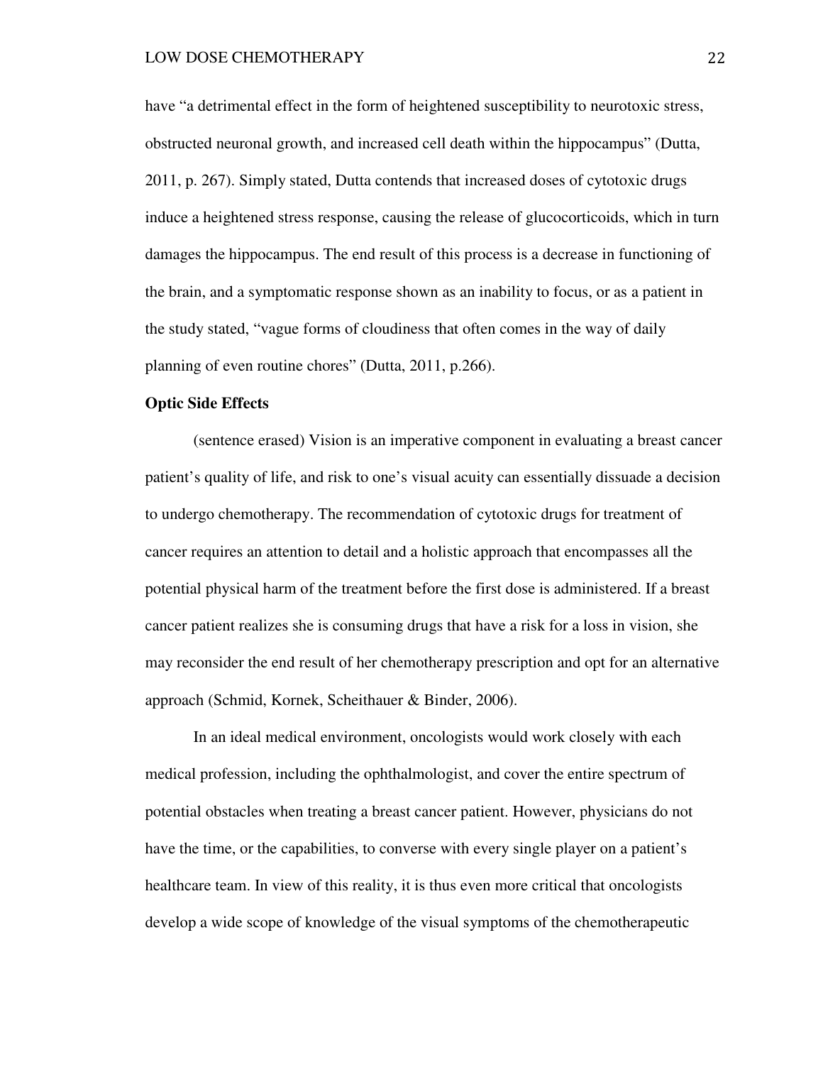have "a detrimental effect in the form of heightened susceptibility to neurotoxic stress, obstructed neuronal growth, and increased cell death within the hippocampus" (Dutta, 2011, p. 267). Simply stated, Dutta contends that increased doses of cytotoxic drugs induce a heightened stress response, causing the release of glucocorticoids, which in turn damages the hippocampus. The end result of this process is a decrease in functioning of the brain, and a symptomatic response shown as an inability to focus, or as a patient in the study stated, "vague forms of cloudiness that often comes in the way of daily planning of even routine chores" (Dutta, 2011, p.266).

**Optic Side Effects**

(sentence erased) Vision is an imperative component in evaluating a breast cancer patient's quality of life, and risk to one's visual acuity can essentially dissuade a decision to undergo chemotherapy. The recommendation of cytotoxic drugs for treatment of cancer requires an attention to detail and a holistic approach that encompasses all the potential physical harm of the treatment before the first dose is administered. If a breast cancer patient realizes she is consuming drugs that have a risk for a loss in vision, she may reconsider the end result of her chemotherapy prescription and opt for an alternative approach (Schmid, Kornek, Scheithauer & Binder, 2006).

In an ideal medical environment, oncologists would work closely with each medical profession, including the ophthalmologist, and cover the entire spectrum of potential obstacles when treating a breast cancer patient. However, physicians do not have the time, or the capabilities, to converse with every single player on a patient's healthcare team. In view of this reality, it is thus even more critical that oncologists develop a wide scope of knowledge of the visual symptoms of the chemotherapeutic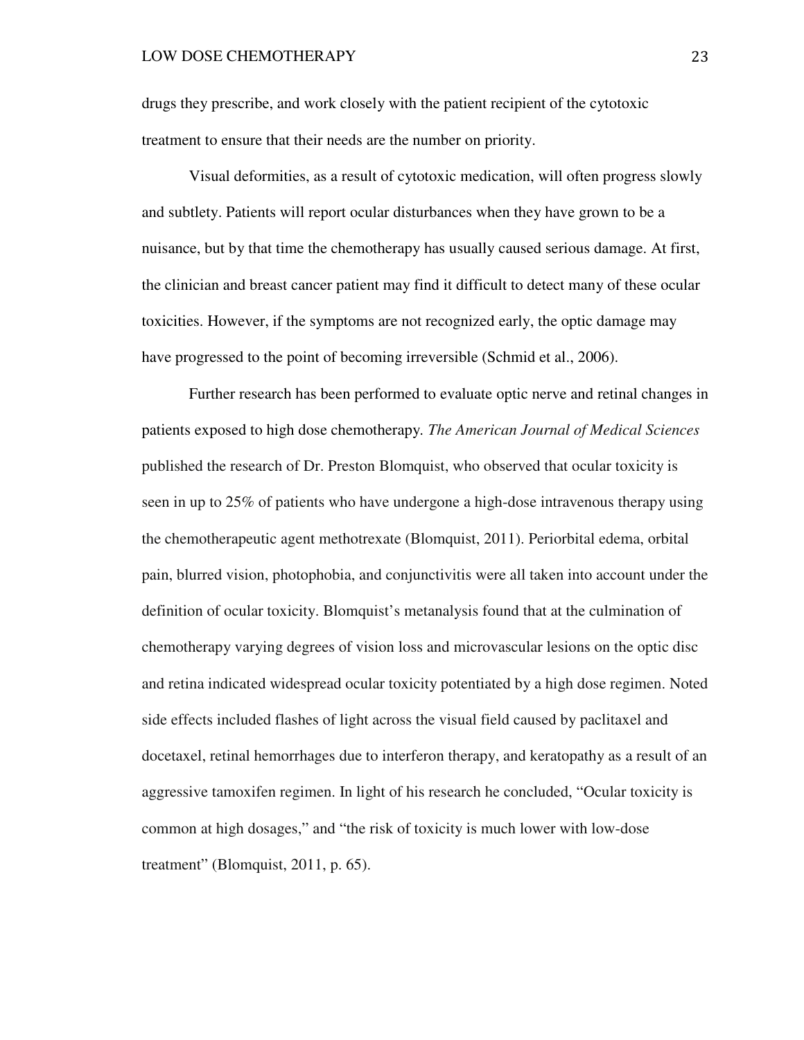drugs they prescribe, and work closely with the patient recipient of the cytotoxic treatment to ensure that their needs are the number on priority.

Visual deformities, as a result of cytotoxic medication, will often progress slowly and subtlety. Patients will report ocular disturbances when they have grown to be a nuisance, but by that time the chemotherapy has usually caused serious damage. At first, the clinician and breast cancer patient may find it difficult to detect many of these ocular toxicities. However, if the symptoms are not recognized early, the optic damage may have progressed to the point of becoming irreversible (Schmid et al., 2006).

Further research has been performed to evaluate optic nerve and retinal changes in patients exposed to high dose chemotherapy. *The American Journal of Medical Sciences* published the research of Dr. Preston Blomquist, who observed that ocular toxicity is seen in up to 25% of patients who have undergone a high-dose intravenous therapy using the chemotherapeutic agent methotrexate (Blomquist, 2011). Periorbital edema, orbital pain, blurred vision, photophobia, and conjunctivitis were all taken into account under the definition of ocular toxicity. Blomquist's metanalysis found that at the culmination of chemotherapy varying degrees of vision loss and microvascular lesions on the optic disc and retina indicated widespread ocular toxicity potentiated by a high dose regimen. Noted side effects included flashes of light across the visual field caused by paclitaxel and docetaxel, retinal hemorrhages due to interferon therapy, and keratopathy as a result of an aggressive tamoxifen regimen. In light of his research he concluded, "Ocular toxicity is common at high dosages," and "the risk of toxicity is much lower with low-dose treatment" (Blomquist, 2011, p. 65).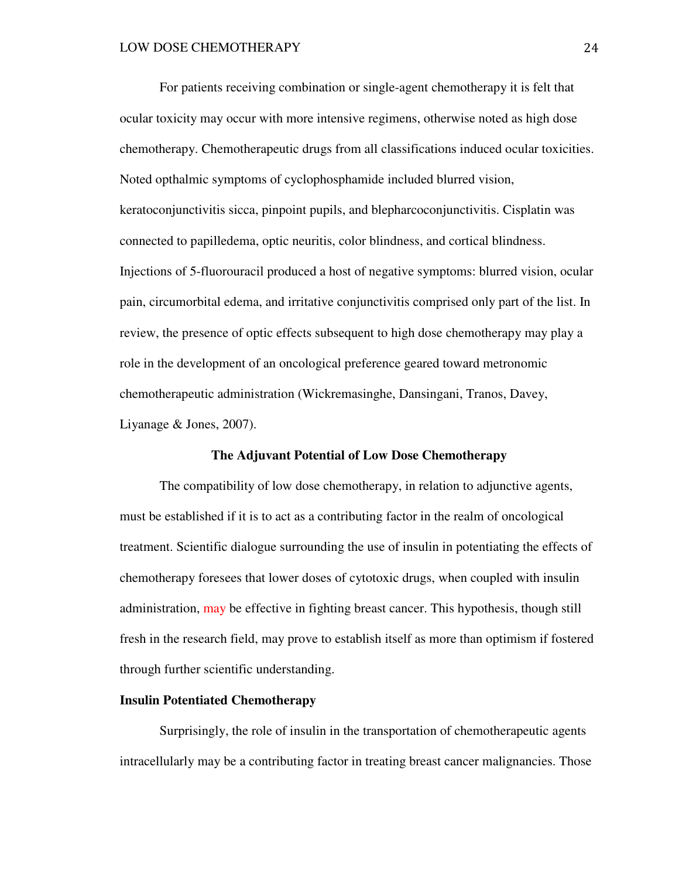For patients receiving combination or single-agent chemotherapy it is felt that ocular toxicity may occur with more intensive regimens, otherwise noted as high dose chemotherapy. Chemotherapeutic drugs from all classifications induced ocular toxicities. Noted opthalmic symptoms of cyclophosphamide included blurred vision, keratoconjunctivitis sicca, pinpoint pupils, and blepharcoconjunctivitis. Cisplatin was connected to papilledema, optic neuritis, color blindness, and cortical blindness. Injections of 5-fluorouracil produced a host of negative symptoms: blurred vision, ocular pain, circumorbital edema, and irritative conjunctivitis comprised only part of the list. In review, the presence of optic effects subsequent to high dose chemotherapy may play a role in the development of an oncological preference geared toward metronomic chemotherapeutic administration (Wickremasinghe, Dansingani, Tranos, Davey, Liyanage & Jones, 2007).

## The Adjuvant Potential of Low Dose Chemotherapy

The compatibility of low dose chemotherapy, in relation to adjunctive agents, must be established if it is to act as a contributing factor in the realm of oncological treatment. Scientific dialogue surrounding the use of insulin in potentiating the effects of chemotherapy foresees that lower doses of cytotoxic drugs, when coupled with insulin administration, may be effective in fighting breast cancer. This hypothesis, though still fresh in the research field, may prove to establish itself as more than optimism if fostered through further scientific understanding.

### Insulin Potentiated Chemotherapy

Surprisingly, the role of insulin in the transportation of chemotherapeutic agents intracellularly may be a contributing factor in treating breast cancer malignancies. Those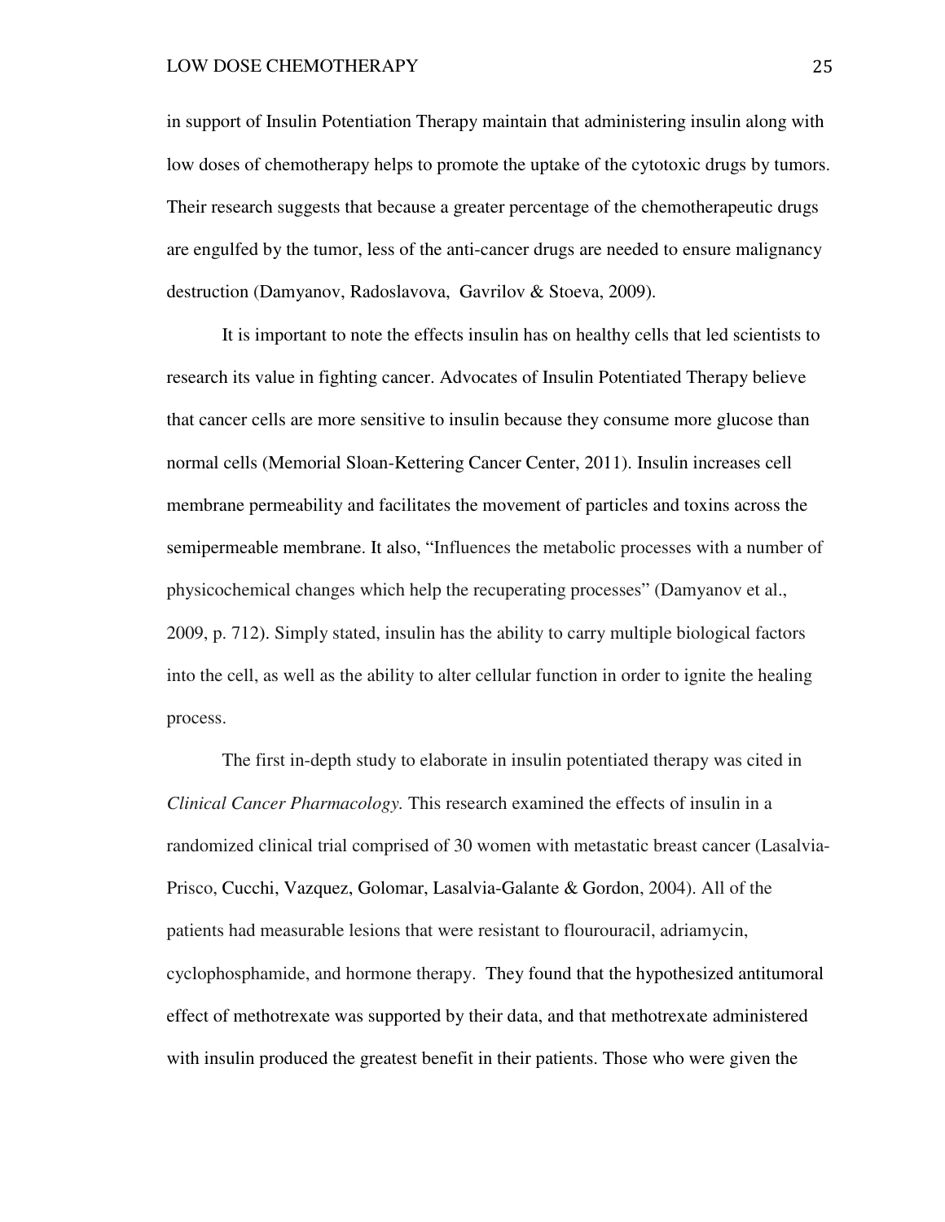in support of Insulin Potentiation Therapy maintain that administering insulin along with low doses of chemotherapy helps to promote the uptake of the cytotoxic drugs by tumors. Their research suggests that because a greater percentage of the chemotherapeutic drugs are engulfed by the tumor, less of the anti-cancer drugs are needed to ensure malignancy destruction (Damyanov, Radoslavova, Gavrilov & Stoeva, 2009).

It is important to note the effects insulin has on healthy cells that led scientists to research its value in fighting cancer. Advocates of Insulin Potentiated Therapy believe that cancer cells are more sensitive to insulin because they consume more glucose than normal cells (Memorial Sloan-Kettering Cancer Center, 2011). Insulin increases cell membrane permeability and facilitates the movement of particles and toxins across the semipermeable membrane. It also, "Influences the metabolic processes with a number of physicochemical changes which help the recuperating processes" (Damyanov et al., 2009, p. 712). Simply stated, insulin has the ability to carry multiple biological factors into the cell, as well as the ability to alter cellular function in order to ignite the healing process.

The first in-depth study to elaborate in insulin potentiated therapy was cited in *Clinical Cancer Pharmacology.* This research examined the effects of insulin in a randomized clinical trial comprised of 30 women with metastatic breast cancer (Lasalvia-Prisco, Cucchi, Vazquez, Golomar, Lasalvia-Galante & Gordon, 2004). All of the patients had measurable lesions that were resistant to flourouracil, adriamycin, cyclophosphamide, and hormone therapy. They found that the hypothesized antitumoral effect of methotrexate was supported by their data, and that methotrexate administered with insulin produced the greatest benefit in their patients. Those who were given the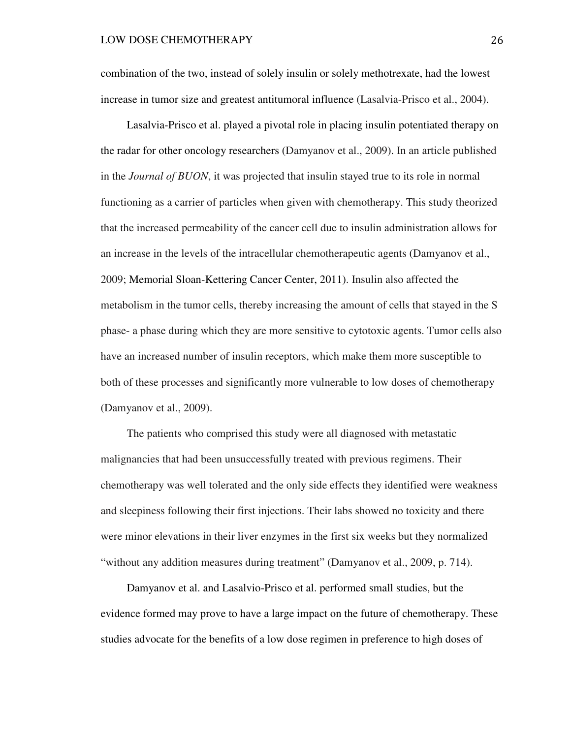combination of the two, instead of solely insulin or solely methotrexate, had the lowest increase in tumor size and greatest antitumoral influence (Lasalvia-Prisco et al., 2004).

Lasalvia-Prisco et al. played a pivotal role in placing insulin potentiated therapy on the radar for other oncology researchers (Damyanov et al., 2009). In an article published in the *Journal of BUON*, it was projected that insulin stayed true to its role in normal functioning as a carrier of particles when given with chemotherapy. This study theorized that the increased permeability of the cancer cell due to insulin administration allows for an increase in the levels of the intracellular chemotherapeutic agents (Damyanov et al., 2009; Memorial Sloan-Kettering Cancer Center, 2011). Insulin also affected the metabolism in the tumor cells, thereby increasing the amount of cells that stayed in the S phase- a phase during which they are more sensitive to cytotoxic agents. Tumor cells also have an increased number of insulin receptors, which make them more susceptible to both of these processes and significantly more vulnerable to low doses of chemotherapy (Damyanov et al., 2009).

The patients who comprised this study were all diagnosed with metastatic malignancies that had been unsuccessfully treated with previous regimens. Their chemotherapy was well tolerated and the only side effects they identified were weakness and sleepiness following their first injections. Their labs showed no toxicity and there were minor elevations in their liver enzymes in the first six weeks but they normalized "without any addition measures during treatment" (Damyanov et al., 2009, p. 714).

Damyanov et al. and Lasalvio-Prisco et al. performed small studies, but the evidence formed may prove to have a large impact on the future of chemotherapy. These studies advocate for the benefits of a low dose regimen in preference to high doses of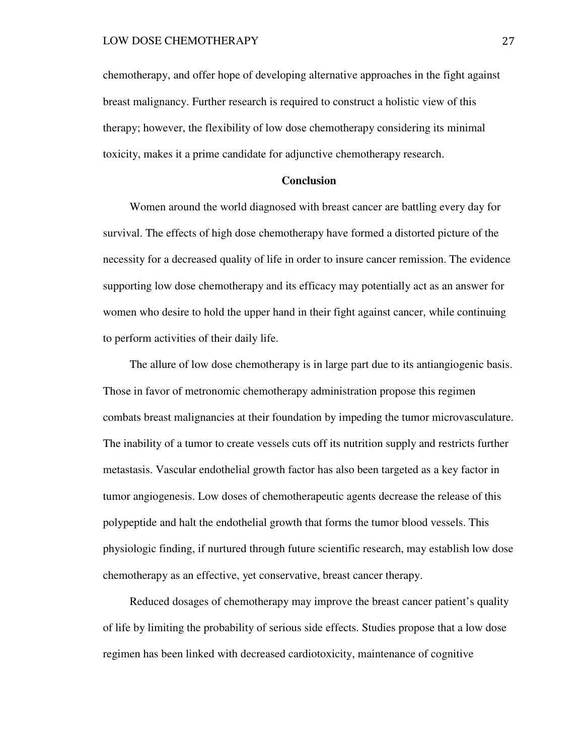chemotherapy, and offer hope of developing alternative approaches in the fight against breast malignancy. Further research is required to construct a holistic view of this therapy; however, the flexibility of low dose chemotherapy considering its minimal toxicity, makes it a prime candidate for adjunctive chemotherapy research.

## Conclusion

Women around the world diagnosed with breast cancer are battling every day for survival. The effects of high dose chemotherapy have formed a distorted picture of the necessity for a decreased quality of life in order to insure cancer remission. The evidence supporting low dose chemotherapy and its efficacy may potentially act as an answer for women who desire to hold the upper hand in their fight against cancer, while continuing to perform activities of their daily life.

The allure of low dose chemotherapy is in large part due to its antiangiogenic basis. Those in favor of metronomic chemotherapy administration propose this regimen combats breast malignancies at their foundation by impeding the tumor microvasculature. The inability of a tumor to create vessels cuts off its nutrition supply and restricts further metastasis. Vascular endothelial growth factor has also been targeted as a key factor in tumor angiogenesis. Low doses of chemotherapeutic agents decrease the release of this polypeptide and halt the endothelial growth that forms the tumor blood vessels. This physiologic finding, if nurtured through future scientific research, may establish low dose chemotherapy as an effective, yet conservative, breast cancer therapy.

Reduced dosages of chemotherapy may improve the breast cancer patient's quality of life by limiting the probability of serious side effects. Studies propose that a low dose regimen has been linked with decreased cardiotoxicity, maintenance of cognitive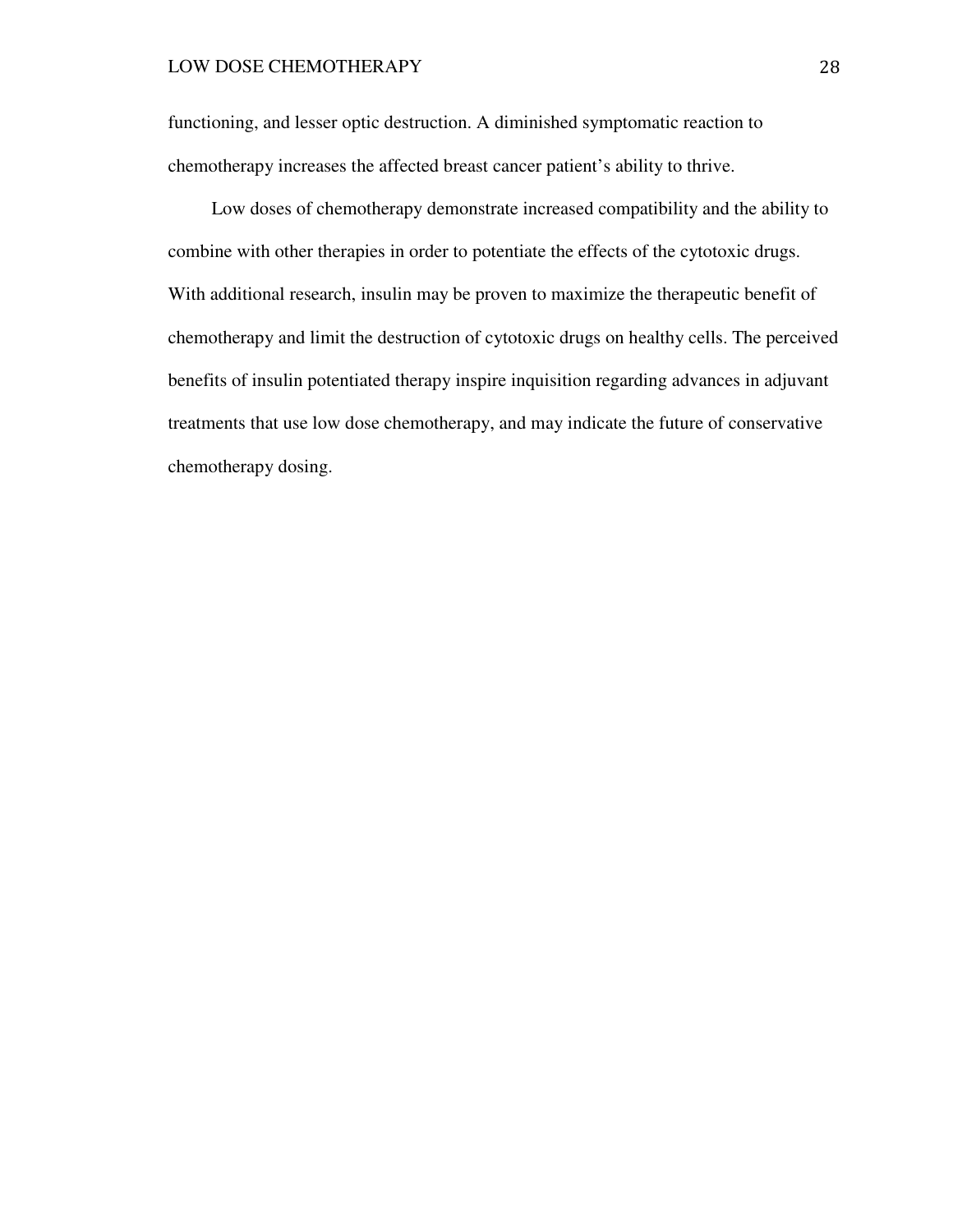functioning, and lesser optic destruction. A diminished symptomatic reaction to chemotherapy increases the affected breast cancer patient's ability to thrive.

Low doses of chemotherapy demonstrate increased compatibility and the ability to combine with other therapies in order to potentiate the effects of the cytotoxic drugs. With additional research, insulin may be proven to maximize the therapeutic benefit of chemotherapy and limit the destruction of cytotoxic drugs on healthy cells. The perceived benefits of insulin potentiated therapy inspire inquisition regarding advances in adjuvant treatments that use low dose chemotherapy, and may indicate the future of conservative chemotherapy dosing.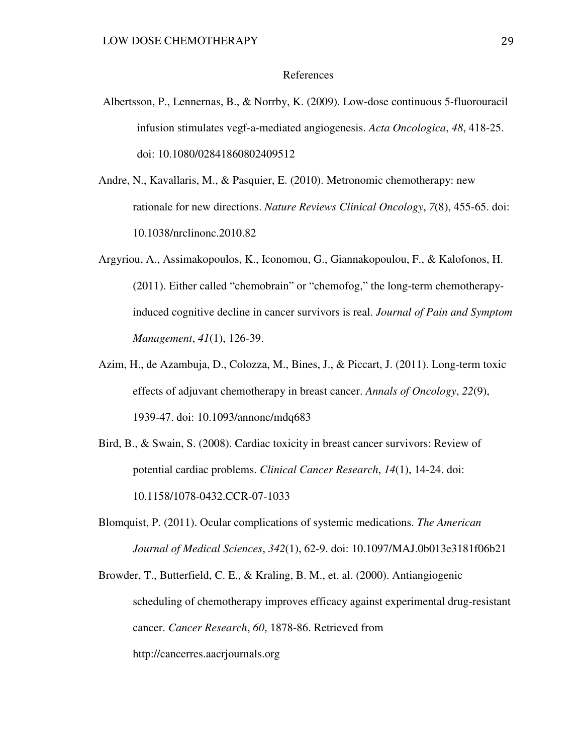# References

Albertsson, P., Lennernas, B., & Norrby, K. (2009). Low-dose continuous 5-fluorouracil infusion stimulates vegf-a-mediated angiogenesis. *Acta Oncologica*, *48*, 418-25. doi: 10.1080/02841860802409512

Andre, N., Kavallaris, M., & Pasquier, E. (2010). Metronomic chemotherapy: new rationale for new directions. *Nature Reviews Clinical Oncology*, *7*(8), 455-65. doi: 10.1038/nrclinonc.2010.82

Argyriou, A., Assimakopoulos, K., Iconomou, G., Giannakopoulou, F., & Kalofonos, H. (2011). Either called "chemobrain" or "chemofog," the long-term chemotherapy-induced cognitive decline in cancer survivors is real. *Journal of Pain and Symptom Management*, *41*(1), 126-39.

Azim, H., de Azambuja, D., Colozza, M., Bines, J., & Piccart, J. (2011). Long-term toxic effects of adjuvant chemotherapy in breast cancer. *Annals of Oncology*, *22*(9), 1939-47. doi: 10.1093/annonc/mdq683

Bird, B., & Swain, S. (2008). Cardiac toxicity in breast cancer survivors: Review of potential cardiac problems. *Clinical Cancer Research*, *14*(1), 14-24. doi: 10.1158/1078-0432.CCR-07-1033

Blomquist, P. (2011). Ocular complications of systemic medications. *The American Journal of Medical Sciences*, *342*(1), 62-9. doi: 10.1097/MAJ.0b013e3181f06b21

Browder, T., Butterfield, C. E., & Kraling, B. M., et. al. (2000). Antiangiogenic scheduling of chemotherapy improves efficacy against experimental drug-resistant cancer. *Cancer Research*, *60*, 1878-86. Retrieved from http://cancerres.aacrjournals.org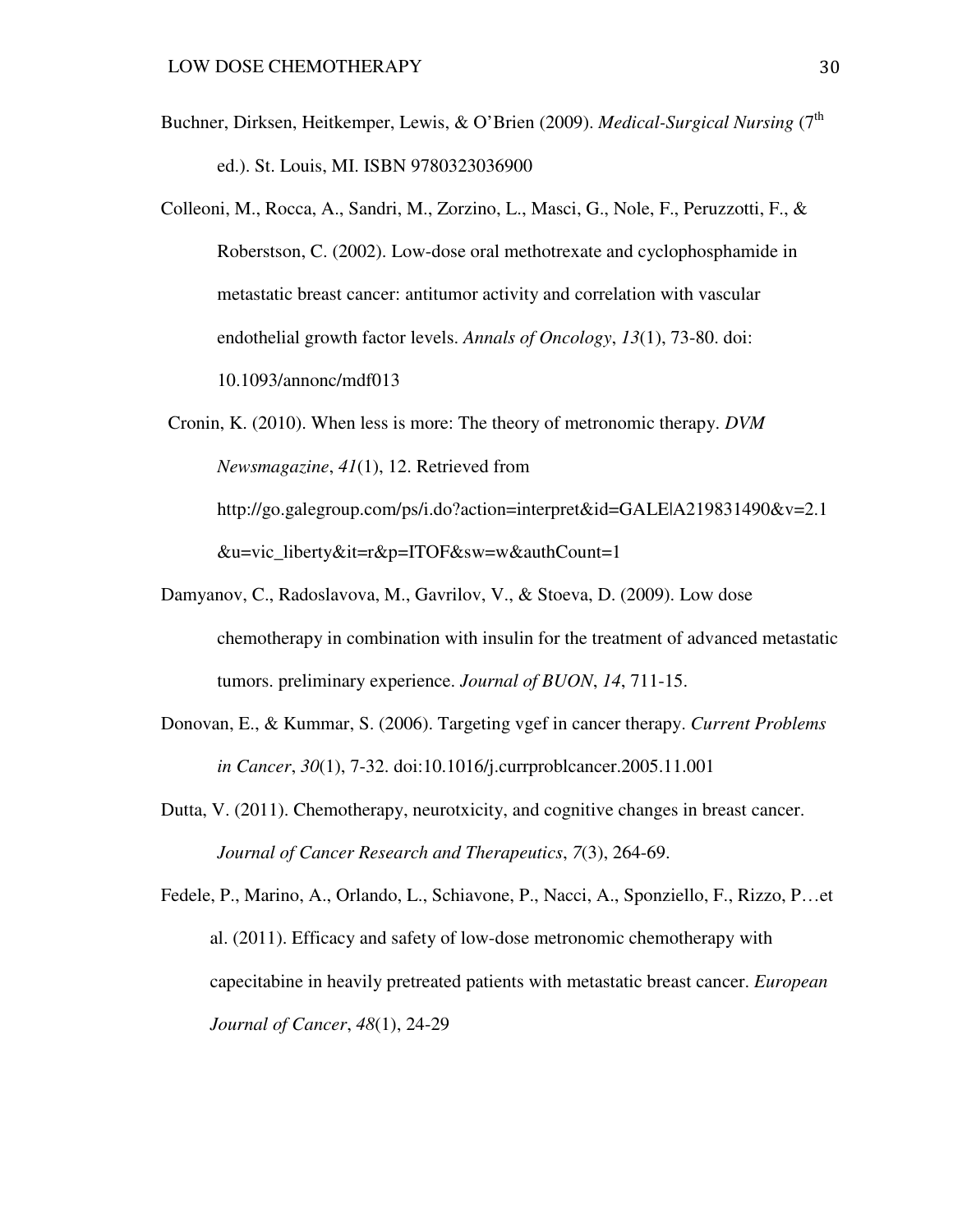Buchner, Dirksen, Heitkemper, Lewis, & O'Brien (2009). *Medical-Surgical Nursing* (7th ed.). St. Louis, MI. ISBN 9780323036900

Colleoni, M., Rocca, A., Sandri, M., Zorzino, L., Masci, G., Nole, F., Peruzzotti, F., & Roberstson, C. (2002). Low-dose oral methotrexate and cyclophosphamide in metastatic breast cancer: antitumor activity and correlation with vascular endothelial growth factor levels. *Annals of Oncology*, *13*(1), 73-80. doi: 10.1093/annonc/mdf013

Cronin, K. (2010). When less is more: The theory of metronomic therapy. *DVM Newsmagazine*, *41*(1), 12. Retrieved from http://go.galegroup.com/ps/i.do?action=interpret&id=GALE|A219831490&v=2.1&u=vic_liberty&it=r&p=ITOF&sw=w&authCount=1

Damyanov, C., Radoslavova, M., Gavrilov, V., & Stoeva, D. (2009). Low dose chemotherapy in combination with insulin for the treatment of advanced metastatic tumors. preliminary experience. *Journal of BUON*, *14*, 711-15.

Donovan, E., & Kummar, S. (2006). Targeting vgef in cancer therapy. *Current Problems in Cancer*, *30*(1), 7-32. doi:10.1016/j.currproblcancer.2005.11.001

Dutta, V. (2011). Chemotherapy, neurotxicity, and cognitive changes in breast cancer. *Journal of Cancer Research and Therapeutics*, *7*(3), 264-69.

Fedele, P., Marino, A., Orlando, L., Schiavone, P., Nacci, A., Sponziello, F., Rizzo, P…et al. (2011). Efficacy and safety of low-dose metronomic chemotherapy with capecitabine in heavily pretreated patients with metastatic breast cancer. *European Journal of Cancer*, *48*(1), 24-29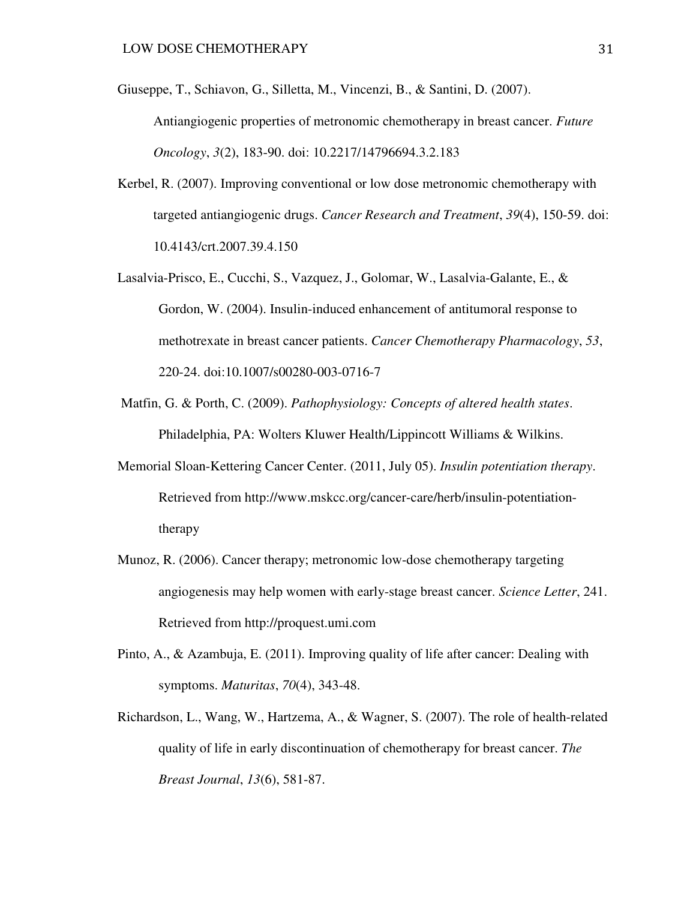Giuseppe, T., Schiavon, G., Silletta, M., Vincenzi, B., & Santini, D. (2007). Antiangiogenic properties of metronomic chemotherapy in breast cancer. *Future Oncology*, *3*(2), 183-90. doi: 10.2217/14796694.3.2.183

Kerbel, R. (2007). Improving conventional or low dose metronomic chemotherapy with targeted antiangiogenic drugs. *Cancer Research and Treatment*, *39*(4), 150-59. doi: 10.4143/crt.2007.39.4.150

Lasalvia-Prisco, E., Cucchi, S., Vazquez, J., Golomar, W., Lasalvia-Galante, E., & Gordon, W. (2004). Insulin-induced enhancement of antitumoral response to methotrexate in breast cancer patients. *Cancer Chemotherapy Pharmacology*, *53*, 220-24. doi:10.1007/s00280-003-0716-7

Matfin, G. & Porth, C. (2009). *Pathophysiology: Concepts of altered health states*. Philadelphia, PA: Wolters Kluwer Health/Lippincott Williams & Wilkins.

Memorial Sloan-Kettering Cancer Center. (2011, July 05). *Insulin potentiation therapy*. Retrieved from http://www.mskcc.org/cancer-care/herb/insulin-potentiation-therapy

Munoz, R. (2006). Cancer therapy; metronomic low-dose chemotherapy targeting angiogenesis may help women with early-stage breast cancer. *Science Letter*, 241. Retrieved from http://proquest.umi.com

Pinto, A., & Azambuja, E. (2011). Improving quality of life after cancer: Dealing with symptoms. *Maturitas*, *70*(4), 343-48.

Richardson, L., Wang, W., Hartzema, A., & Wagner, S. (2007). The role of health-related quality of life in early discontinuation of chemotherapy for breast cancer. *The Breast Journal*, *13*(6), 581-87.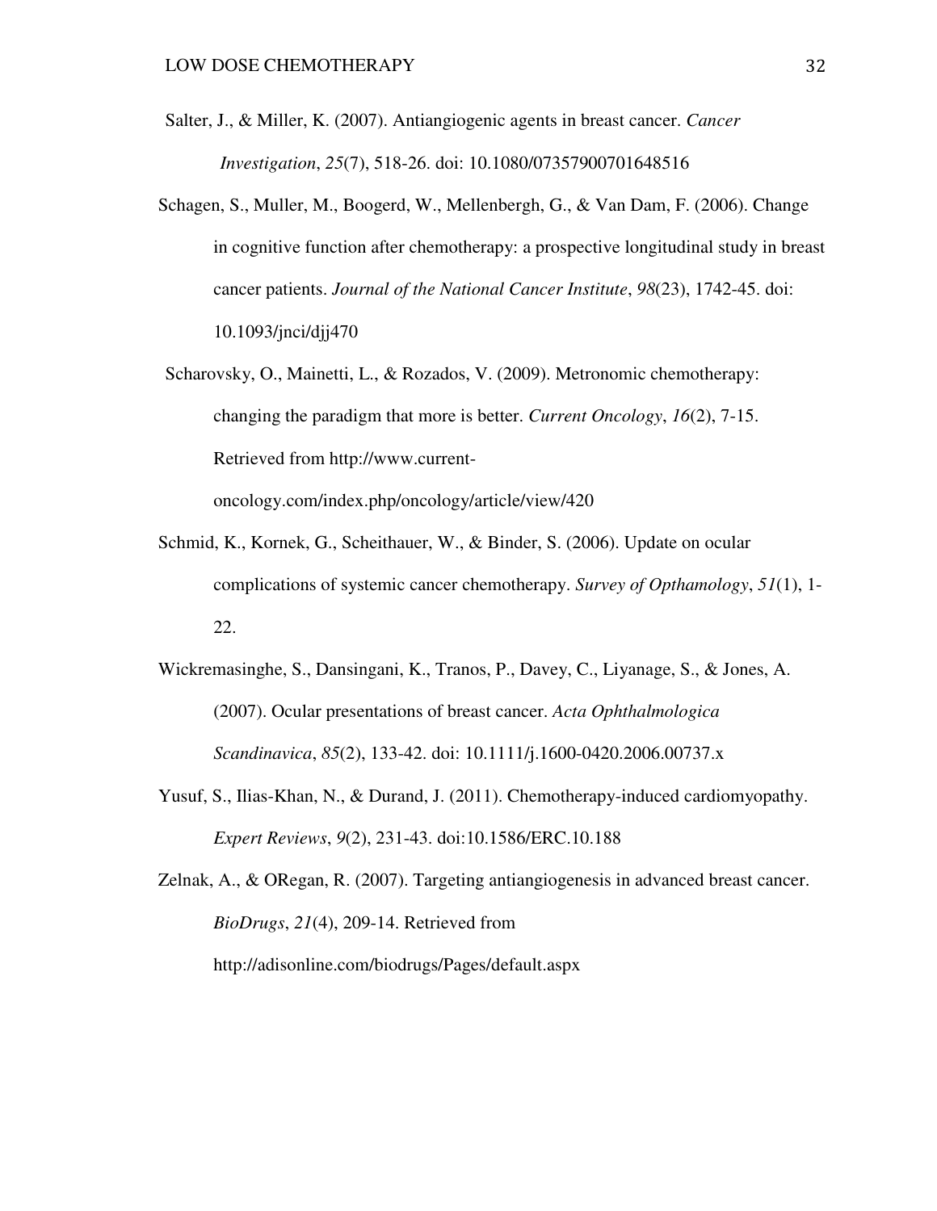Salter, J., & Miller, K. (2007). Antiangiogenic agents in breast cancer. *Cancer Investigation*, *25*(7), 518-26. doi: 10.1080/07357900701648516

Schagen, S., Muller, M., Boogerd, W., Mellenbergh, G., & Van Dam, F. (2006). Change in cognitive function after chemotherapy: a prospective longitudinal study in breast cancer patients. *Journal of the National Cancer Institute*, *98*(23), 1742-45. doi: 10.1093/jnci/djj470

Scharovsky, O., Mainetti, L., & Rozados, V. (2009). Metronomic chemotherapy: changing the paradigm that more is better. *Current Oncology*, *16*(2), 7-15. Retrieved from http://www.current-oncology.com/index.php/oncology/article/view/420

Schmid, K., Kornek, G., Scheithauer, W., & Binder, S. (2006). Update on ocular complications of systemic cancer chemotherapy. *Survey of Opthamology*, *51*(1), 1-22.

Wickremasinghe, S., Dansingani, K., Tranos, P., Davey, C., Liyanage, S., & Jones, A. (2007). Ocular presentations of breast cancer. *Acta Ophthalmologica Scandinavica*, *85*(2), 133-42. doi: 10.1111/j.1600-0420.2006.00737.x

Yusuf, S., Ilias-Khan, N., & Durand, J. (2011). Chemotherapy-induced cardiomyopathy. *Expert Reviews*, *9*(2), 231-43. doi:10.1586/ERC.10.188

Zelnak, A., & ORegan, R. (2007). Targeting antiangiogenesis in advanced breast cancer. *BioDrugs*, *21*(4), 209-14. Retrieved from http://adisonline.com/biodrugs/Pages/default.aspx